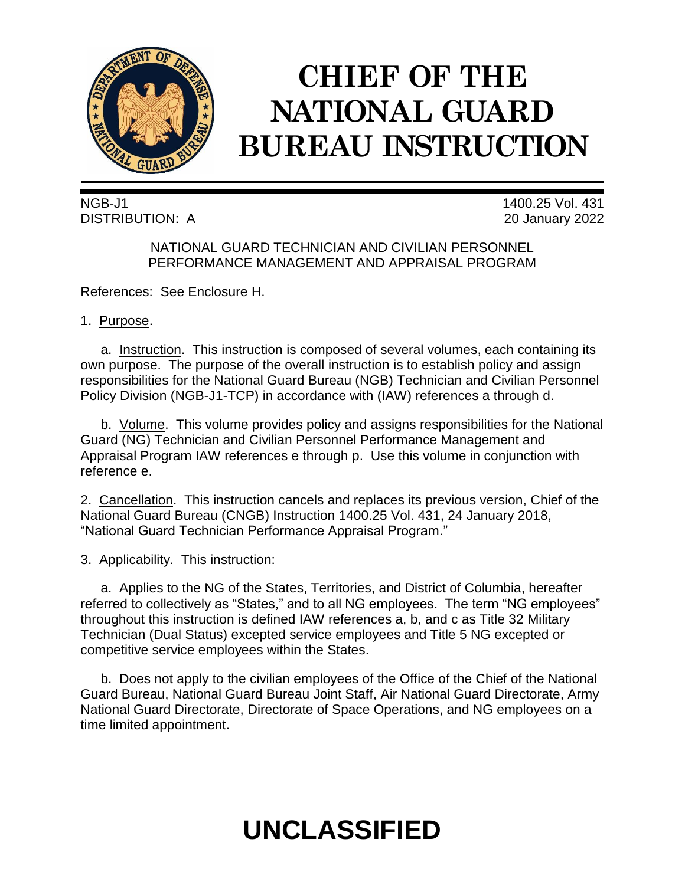# CHIEF OF THE NATIONAL GUARD BUREAU INSTRUCTION

NGB-J1 1400.25 Vol. 431
DISTRIBUTION: A 20 January 2022

NATIONAL GUARD TECHNICIAN AND CIVILIAN PERSONNEL PERFORMANCE MANAGEMENT AND APPRAISAL PROGRAM

References: See Enclosure H.

1. Purpose.

a. Instruction. This instruction is composed of several volumes, each containing its own purpose. The purpose of the overall instruction is to establish policy and assign responsibilities for the National Guard Bureau (NGB) Technician and Civilian Personnel Policy Division (NGB-J1-TCP) in accordance with (IAW) references a through d.

b. Volume. This volume provides policy and assigns responsibilities for the National Guard (NG) Technician and Civilian Personnel Performance Management and Appraisal Program IAW references e through p. Use this volume in conjunction with reference e.

2. Cancellation. This instruction cancels and replaces its previous version, Chief of the National Guard Bureau (CNGB) Instruction 1400.25 Vol. 431, 24 January 2018, "National Guard Technician Performance Appraisal Program."

3. Applicability. This instruction:

a. Applies to the NG of the States, Territories, and District of Columbia, hereafter referred to collectively as "States," and to all NG employees. The term "NG employees" throughout this instruction is defined IAW references a, b, and c as Title 32 Military Technician (Dual Status) excepted service employees and Title 5 NG excepted or competitive service employees within the States.

b. Does not apply to the civilian employees of the Office of the Chief of the National Guard Bureau, National Guard Bureau Joint Staff, Air National Guard Directorate, Army National Guard Directorate, Directorate of Space Operations, and NG employees on a time limited appointment.

**UNCLASSIFIED**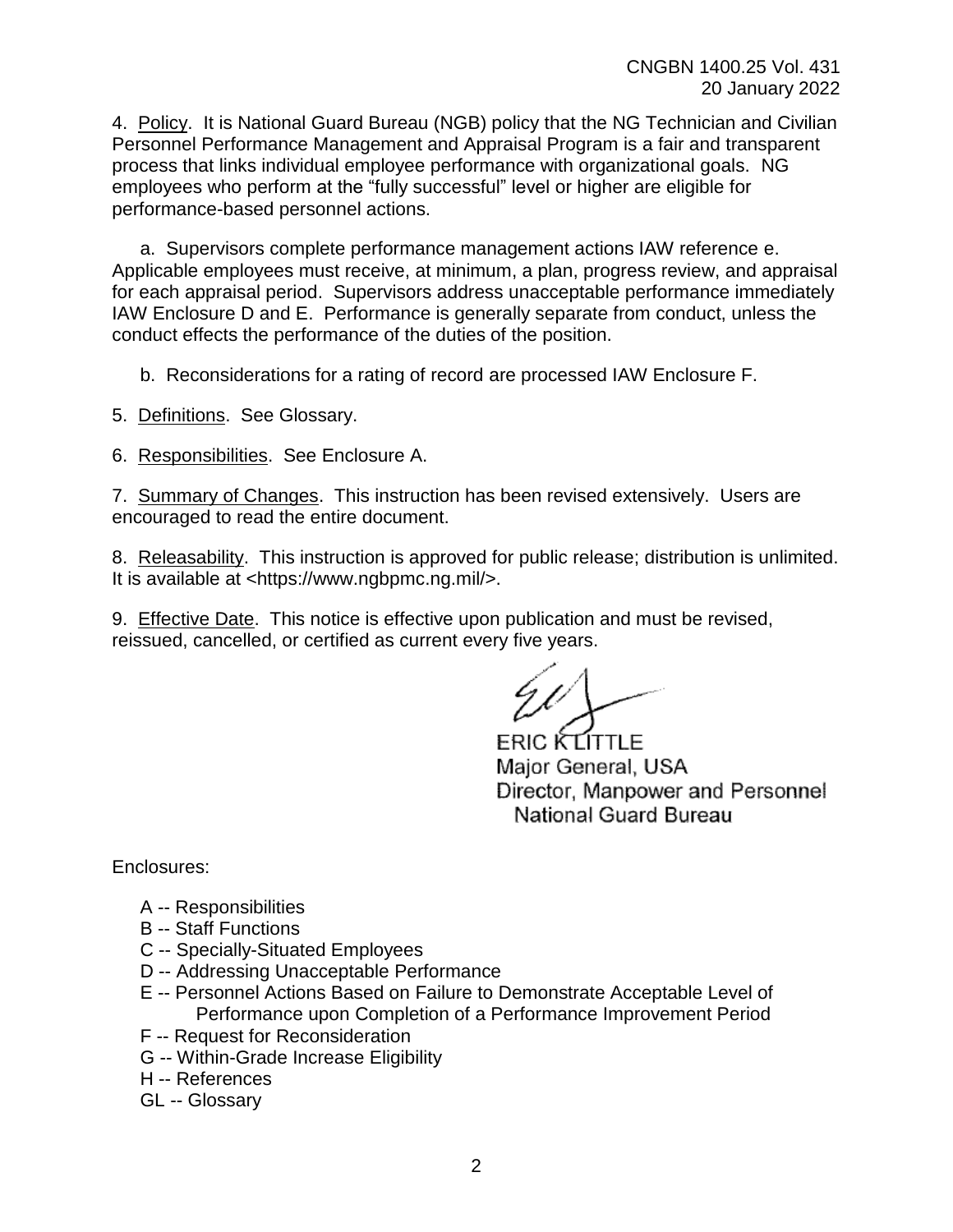4. Policy. It is National Guard Bureau (NGB) policy that the NG Technician and Civilian Personnel Performance Management and Appraisal Program is a fair and transparent process that links individual employee performance with organizational goals. NG employees who perform at the "fully successful" level or higher are eligible for performance-based personnel actions.

a. Supervisors complete performance management actions IAW reference e. Applicable employees must receive, at minimum, a plan, progress review, and appraisal for each appraisal period. Supervisors address unacceptable performance immediately IAW Enclosure D and E. Performance is generally separate from conduct, unless the conduct effects the performance of the duties of the position.

b. Reconsiderations for a rating of record are processed IAW Enclosure F.

5. Definitions. See Glossary.

6. Responsibilities. See Enclosure A.

7. Summary of Changes. This instruction has been revised extensively. Users are encouraged to read the entire document.

8. Releasability. This instruction is approved for public release; distribution is unlimited. It is available at <https://www.ngbpmc.ng.mil/>.

9. Effective Date. This notice is effective upon publication and must be revised, reissued, cancelled, or certified as current every five years.

ERIC K LITTLE
Major General, USA
Director, Manpower and Personnel
National Guard Bureau

Enclosures:

A -- Responsibilities
B -- Staff Functions
C -- Specially-Situated Employees
D -- Addressing Unacceptable Performance
E -- Personnel Actions Based on Failure to Demonstrate Acceptable Level of Performance upon Completion of a Performance Improvement Period
F -- Request for Reconsideration
G -- Within-Grade Increase Eligibility
H -- References
GL -- Glossary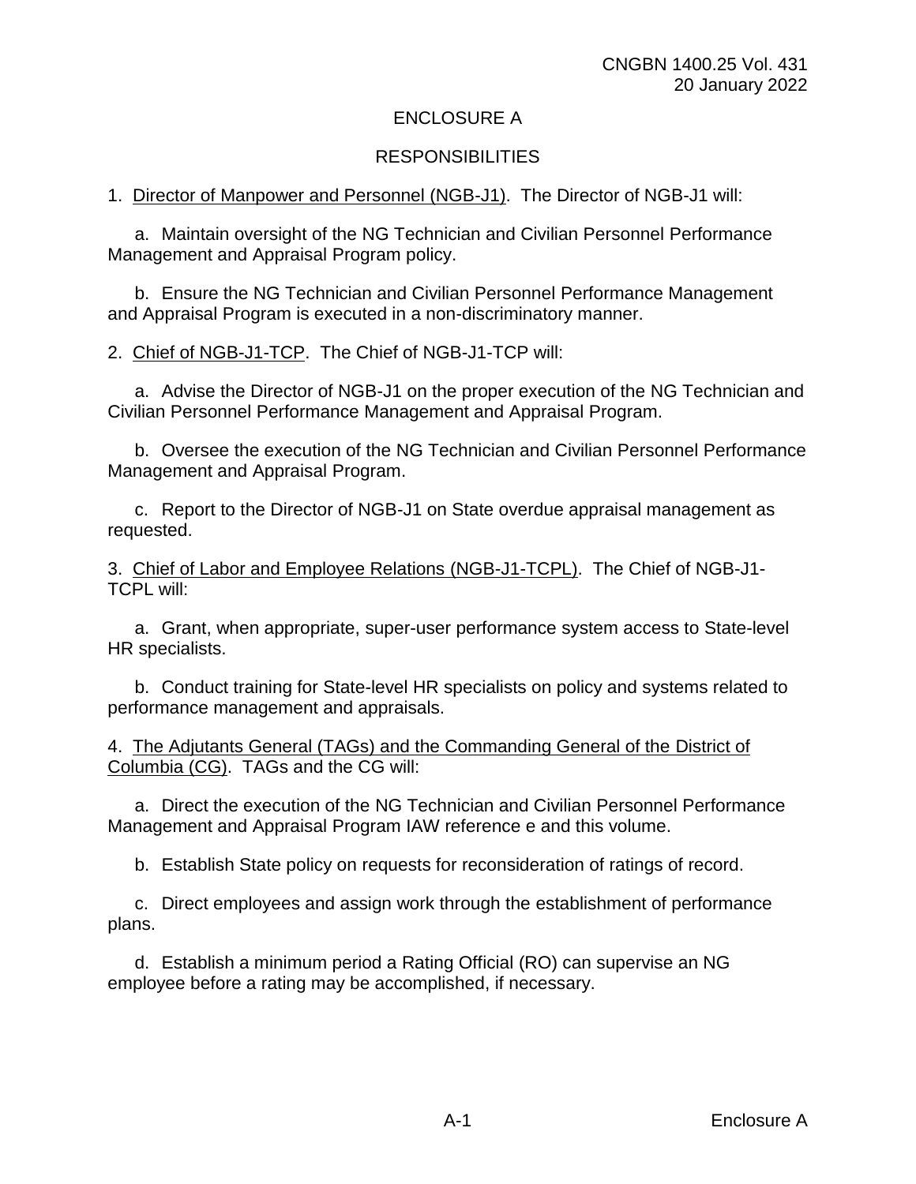## ENCLOSURE A

## RESPONSIBILITIES

1. Director of Manpower and Personnel (NGB-J1). The Director of NGB-J1 will:

   a. Maintain oversight of the NG Technician and Civilian Personnel Performance Management and Appraisal Program policy.

   b. Ensure the NG Technician and Civilian Personnel Performance Management and Appraisal Program is executed in a non-discriminatory manner.

2. Chief of NGB-J1-TCP. The Chief of NGB-J1-TCP will:

   a. Advise the Director of NGB-J1 on the proper execution of the NG Technician and Civilian Personnel Performance Management and Appraisal Program.

   b. Oversee the execution of the NG Technician and Civilian Personnel Performance Management and Appraisal Program.

   c. Report to the Director of NGB-J1 on State overdue appraisal management as requested.

3. Chief of Labor and Employee Relations (NGB-J1-TCPL). The Chief of NGB-J1-TCPL will:

   a. Grant, when appropriate, super-user performance system access to State-level HR specialists.

   b. Conduct training for State-level HR specialists on policy and systems related to performance management and appraisals.

4. The Adjutants General (TAGs) and the Commanding General of the District of Columbia (CG). TAGs and the CG will:

   a. Direct the execution of the NG Technician and Civilian Personnel Performance Management and Appraisal Program IAW reference e and this volume.

   b. Establish State policy on requests for reconsideration of ratings of record.

   c. Direct employees and assign work through the establishment of performance plans.

   d. Establish a minimum period a Rating Official (RO) can supervise an NG employee before a rating may be accomplished, if necessary.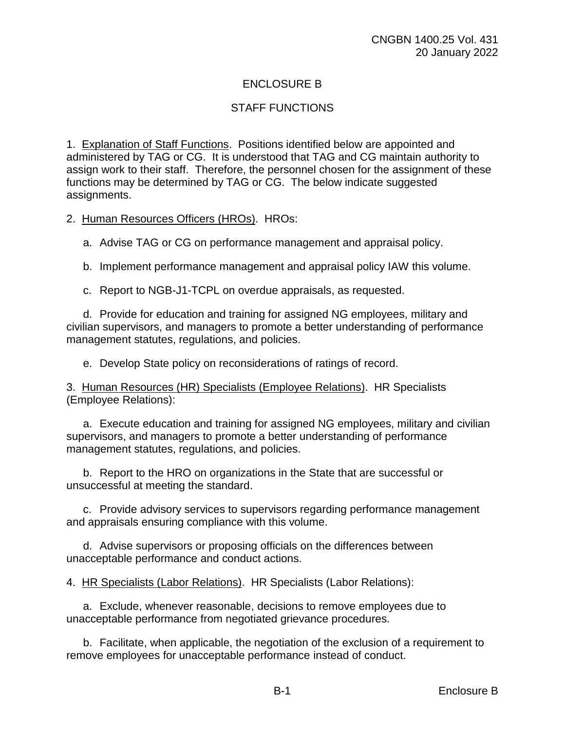# ENCLOSURE B

## STAFF FUNCTIONS

1. Explanation of Staff Functions. Positions identified below are appointed and administered by TAG or CG. It is understood that TAG and CG maintain authority to assign work to their staff. Therefore, the personnel chosen for the assignment of these functions may be determined by TAG or CG. The below indicate suggested assignments.

2. Human Resources Officers (HROs). HROs:

   a. Advise TAG or CG on performance management and appraisal policy.

   b. Implement performance management and appraisal policy IAW this volume.

   c. Report to NGB-J1-TCPL on overdue appraisals, as requested.

   d. Provide for education and training for assigned NG employees, military and civilian supervisors, and managers to promote a better understanding of performance management statutes, regulations, and policies.

   e. Develop State policy on reconsiderations of ratings of record.

3. Human Resources (HR) Specialists (Employee Relations). HR Specialists (Employee Relations):

   a. Execute education and training for assigned NG employees, military and civilian supervisors, and managers to promote a better understanding of performance management statutes, regulations, and policies.

   b. Report to the HRO on organizations in the State that are successful or unsuccessful at meeting the standard.

   c. Provide advisory services to supervisors regarding performance management and appraisals ensuring compliance with this volume.

   d. Advise supervisors or proposing officials on the differences between unacceptable performance and conduct actions.

4. HR Specialists (Labor Relations). HR Specialists (Labor Relations):

   a. Exclude, whenever reasonable, decisions to remove employees due to unacceptable performance from negotiated grievance procedures.

   b. Facilitate, when applicable, the negotiation of the exclusion of a requirement to remove employees for unacceptable performance instead of conduct.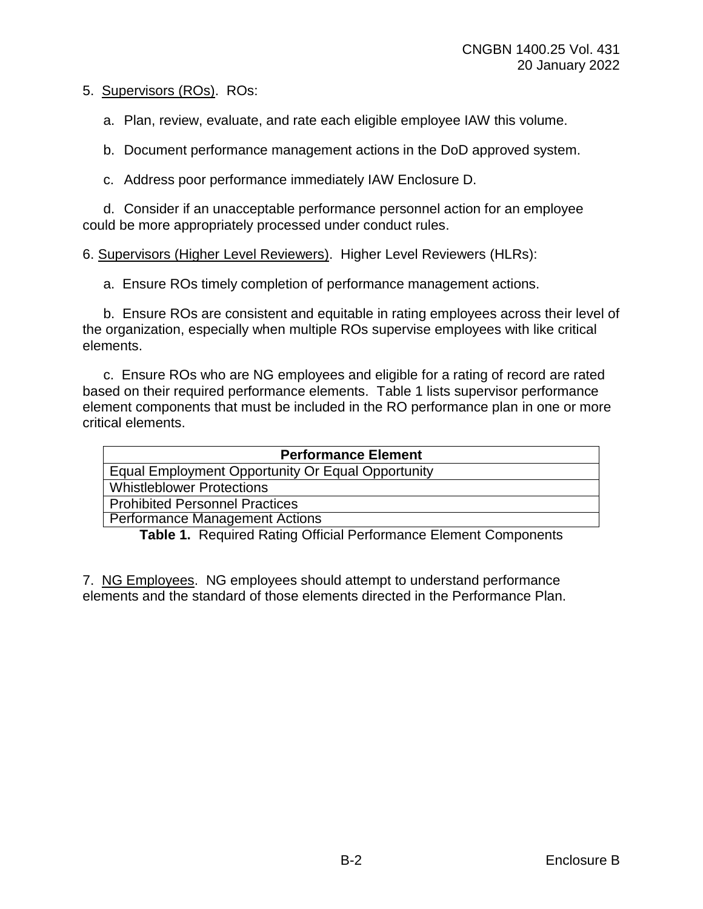5. <u>Supervisors (ROs)</u>. ROs:

a. Plan, review, evaluate, and rate each eligible employee IAW this volume.

b. Document performance management actions in the DoD approved system.

c. Address poor performance immediately IAW Enclosure D.

d. Consider if an unacceptable performance personnel action for an employee could be more appropriately processed under conduct rules.

6. <u>Supervisors (Higher Level Reviewers)</u>. Higher Level Reviewers (HLRs):

a. Ensure ROs timely completion of performance management actions.

b. Ensure ROs are consistent and equitable in rating employees across their level of the organization, especially when multiple ROs supervise employees with like critical elements.

c. Ensure ROs who are NG employees and eligible for a rating of record are rated based on their required performance elements. Table 1 lists supervisor performance element components that must be included in the RO performance plan in one or more critical elements.

| Performance Element |
|---|
| Equal Employment Opportunity Or Equal Opportunity |
| Whistleblower Protections |
| Prohibited Personnel Practices |
| Performance Management Actions |

**Table 1.** Required Rating Official Performance Element Components

7. <u>NG Employees</u>. NG employees should attempt to understand performance elements and the standard of those elements directed in the Performance Plan.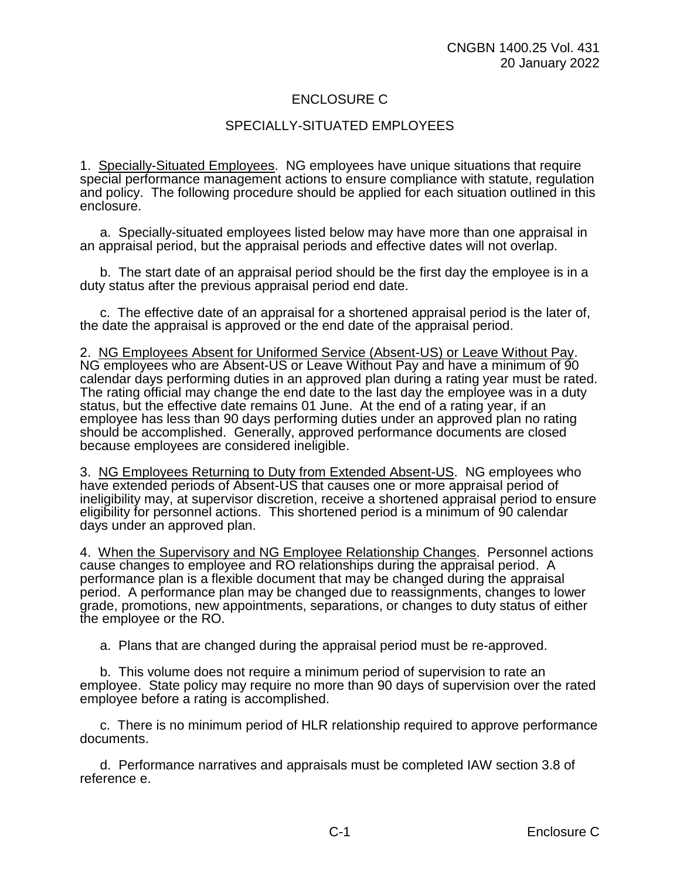# ENCLOSURE C

## SPECIALLY-SITUATED EMPLOYEES

1. Specially-Situated Employees. NG employees have unique situations that require special performance management actions to ensure compliance with statute, regulation and policy. The following procedure should be applied for each situation outlined in this enclosure.

   a. Specially-situated employees listed below may have more than one appraisal in an appraisal period, but the appraisal periods and effective dates will not overlap.

   b. The start date of an appraisal period should be the first day the employee is in a duty status after the previous appraisal period end date.

   c. The effective date of an appraisal for a shortened appraisal period is the later of, the date the appraisal is approved or the end date of the appraisal period.

2. NG Employees Absent for Uniformed Service (Absent-US) or Leave Without Pay. NG employees who are Absent-US or Leave Without Pay and have a minimum of 90 calendar days performing duties in an approved plan during a rating year must be rated. The rating official may change the end date to the last day the employee was in a duty status, but the effective date remains 01 June. At the end of a rating year, if an employee has less than 90 days performing duties under an approved plan no rating should be accomplished. Generally, approved performance documents are closed because employees are considered ineligible.

3. NG Employees Returning to Duty from Extended Absent-US. NG employees who have extended periods of Absent-US that causes one or more appraisal period of ineligibility may, at supervisor discretion, receive a shortened appraisal period to ensure eligibility for personnel actions. This shortened period is a minimum of 90 calendar days under an approved plan.

4. When the Supervisory and NG Employee Relationship Changes. Personnel actions cause changes to employee and RO relationships during the appraisal period. A performance plan is a flexible document that may be changed during the appraisal period. A performance plan may be changed due to reassignments, changes to lower grade, promotions, new appointments, separations, or changes to duty status of either the employee or the RO.

   a. Plans that are changed during the appraisal period must be re-approved.

   b. This volume does not require a minimum period of supervision to rate an employee. State policy may require no more than 90 days of supervision over the rated employee before a rating is accomplished.

   c. There is no minimum period of HLR relationship required to approve performance documents.

   d. Performance narratives and appraisals must be completed IAW section 3.8 of reference e.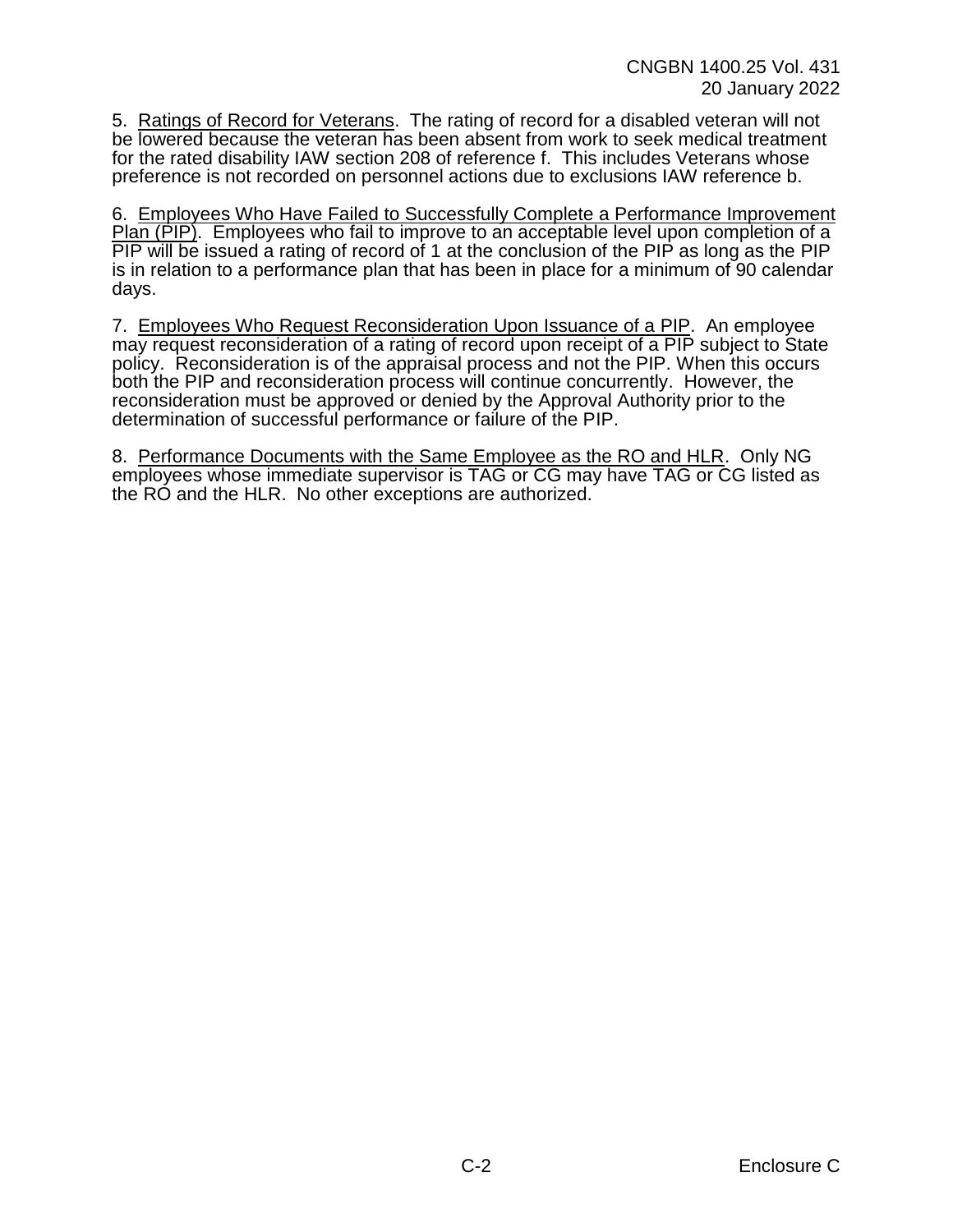5. Ratings of Record for Veterans. The rating of record for a disabled veteran will not be lowered because the veteran has been absent from work to seek medical treatment for the rated disability IAW section 208 of reference f. This includes Veterans whose preference is not recorded on personnel actions due to exclusions IAW reference b.

6. Employees Who Have Failed to Successfully Complete a Performance Improvement Plan (PIP). Employees who fail to improve to an acceptable level upon completion of a PIP will be issued a rating of record of 1 at the conclusion of the PIP as long as the PIP is in relation to a performance plan that has been in place for a minimum of 90 calendar days.

7. Employees Who Request Reconsideration Upon Issuance of a PIP. An employee may request reconsideration of a rating of record upon receipt of a PIP subject to State policy. Reconsideration is of the appraisal process and not the PIP. When this occurs both the PIP and reconsideration process will continue concurrently. However, the reconsideration must be approved or denied by the Approval Authority prior to the determination of successful performance or failure of the PIP.

8. Performance Documents with the Same Employee as the RO and HLR. Only NG employees whose immediate supervisor is TAG or CG may have TAG or CG listed as the RO and the HLR. No other exceptions are authorized.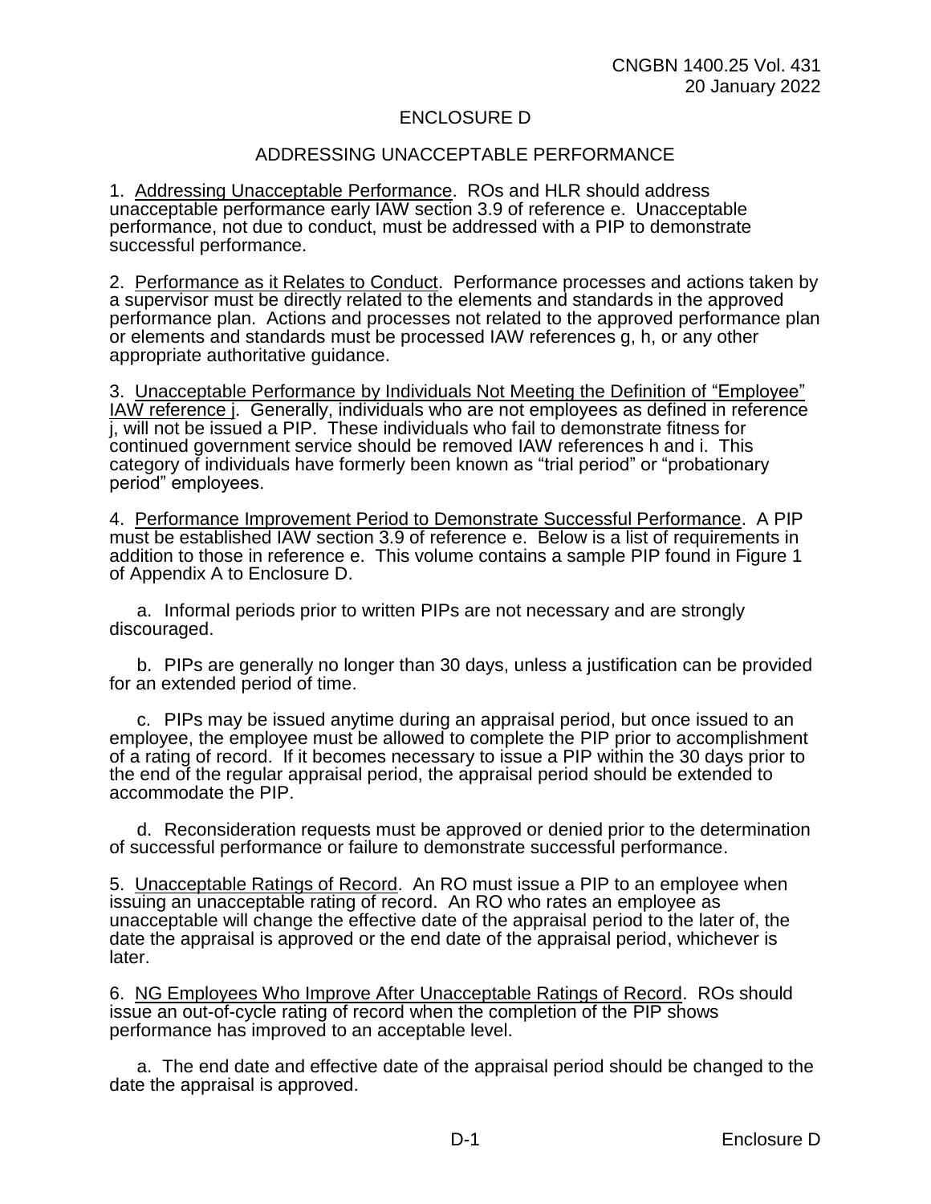# ENCLOSURE D

## ADDRESSING UNACCEPTABLE PERFORMANCE

1. Addressing Unacceptable Performance. ROs and HLR should address unacceptable performance early IAW section 3.9 of reference e. Unacceptable performance, not due to conduct, must be addressed with a PIP to demonstrate successful performance.

2. Performance as it Relates to Conduct. Performance processes and actions taken by a supervisor must be directly related to the elements and standards in the approved performance plan. Actions and processes not related to the approved performance plan or elements and standards must be processed IAW references g, h, or any other appropriate authoritative guidance.

3. Unacceptable Performance by Individuals Not Meeting the Definition of "Employee" IAW reference j. Generally, individuals who are not employees as defined in reference j, will not be issued a PIP. These individuals who fail to demonstrate fitness for continued government service should be removed IAW references h and i. This category of individuals have formerly been known as "trial period" or "probationary period" employees.

4. Performance Improvement Period to Demonstrate Successful Performance. A PIP must be established IAW section 3.9 of reference e. Below is a list of requirements in addition to those in reference e. This volume contains a sample PIP found in Figure 1 of Appendix A to Enclosure D.

a. Informal periods prior to written PIPs are not necessary and are strongly discouraged.

b. PIPs are generally no longer than 30 days, unless a justification can be provided for an extended period of time.

c. PIPs may be issued anytime during an appraisal period, but once issued to an employee, the employee must be allowed to complete the PIP prior to accomplishment of a rating of record. If it becomes necessary to issue a PIP within the 30 days prior to the end of the regular appraisal period, the appraisal period should be extended to accommodate the PIP.

d. Reconsideration requests must be approved or denied prior to the determination of successful performance or failure to demonstrate successful performance.

5. Unacceptable Ratings of Record. An RO must issue a PIP to an employee when issuing an unacceptable rating of record. An RO who rates an employee as unacceptable will change the effective date of the appraisal period to the later of, the date the appraisal is approved or the end date of the appraisal period, whichever is later.

6. NG Employees Who Improve After Unacceptable Ratings of Record. ROs should issue an out-of-cycle rating of record when the completion of the PIP shows performance has improved to an acceptable level.

a. The end date and effective date of the appraisal period should be changed to the date the appraisal is approved.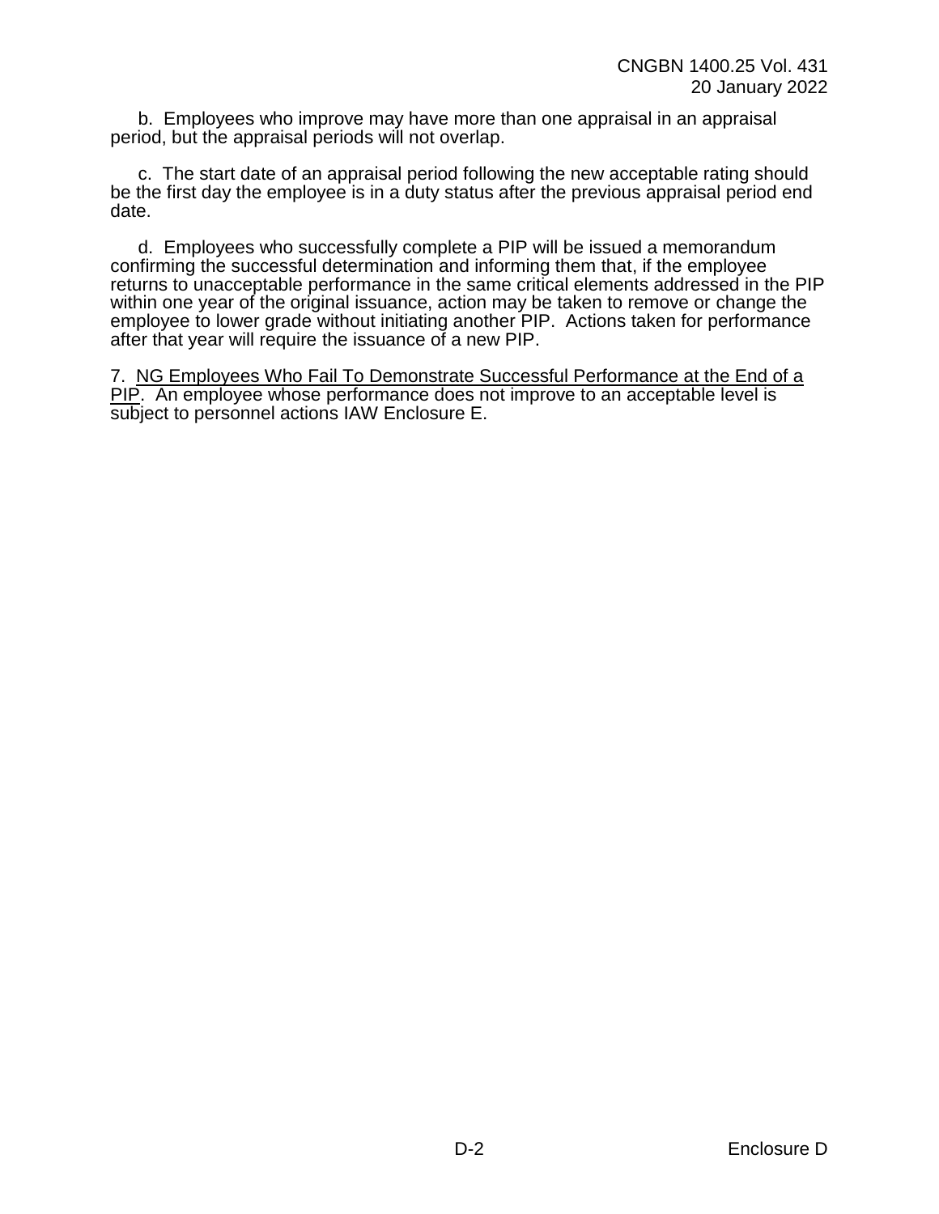b. Employees who improve may have more than one appraisal in an appraisal period, but the appraisal periods will not overlap.

c. The start date of an appraisal period following the new acceptable rating should be the first day the employee is in a duty status after the previous appraisal period end date.

d. Employees who successfully complete a PIP will be issued a memorandum confirming the successful determination and informing them that, if the employee returns to unacceptable performance in the same critical elements addressed in the PIP within one year of the original issuance, action may be taken to remove or change the employee to lower grade without initiating another PIP. Actions taken for performance after that year will require the issuance of a new PIP.

7. NG Employees Who Fail To Demonstrate Successful Performance at the End of a PIP. An employee whose performance does not improve to an acceptable level is subject to personnel actions IAW Enclosure E.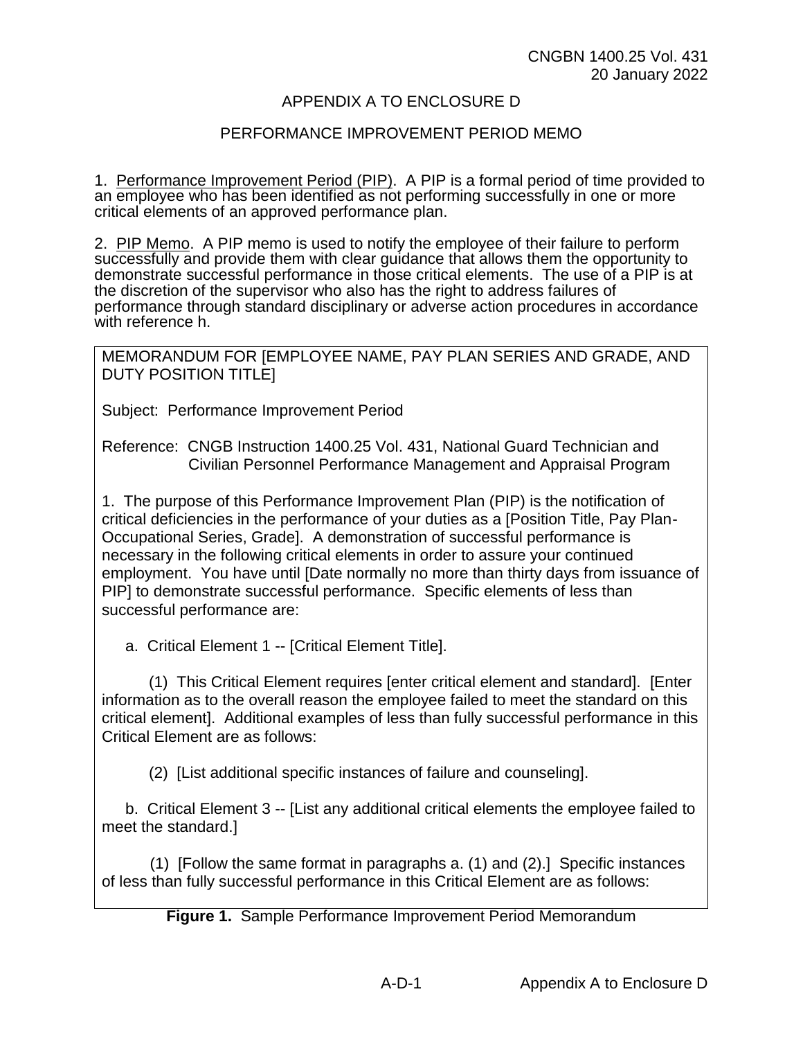## APPENDIX A TO ENCLOSURE D

## PERFORMANCE IMPROVEMENT PERIOD MEMO

1. Performance Improvement Period (PIP). A PIP is a formal period of time provided to an employee who has been identified as not performing successfully in one or more critical elements of an approved performance plan.

2. PIP Memo. A PIP memo is used to notify the employee of their failure to perform successfully and provide them with clear guidance that allows them the opportunity to demonstrate successful performance in those critical elements. The use of a PIP is at the discretion of the supervisor who also has the right to address failures of performance through standard disciplinary or adverse action procedures in accordance with reference h.

MEMORANDUM FOR [EMPLOYEE NAME, PAY PLAN SERIES AND GRADE, AND DUTY POSITION TITLE]

Subject: Performance Improvement Period

Reference: CNGB Instruction 1400.25 Vol. 431, National Guard Technician and Civilian Personnel Performance Management and Appraisal Program

1. The purpose of this Performance Improvement Plan (PIP) is the notification of critical deficiencies in the performance of your duties as a [Position Title, Pay Plan-Occupational Series, Grade]. A demonstration of successful performance is necessary in the following critical elements in order to assure your continued employment. You have until [Date normally no more than thirty days from issuance of PIP] to demonstrate successful performance. Specific elements of less than successful performance are:

a. Critical Element 1 -- [Critical Element Title].

(1) This Critical Element requires [enter critical element and standard]. [Enter information as to the overall reason the employee failed to meet the standard on this critical element]. Additional examples of less than fully successful performance in this Critical Element are as follows:

(2) [List additional specific instances of failure and counseling].

b. Critical Element 3 -- [List any additional critical elements the employee failed to meet the standard.]

(1) [Follow the same format in paragraphs a. (1) and (2).] Specific instances of less than fully successful performance in this Critical Element are as follows:

**Figure 1.** Sample Performance Improvement Period Memorandum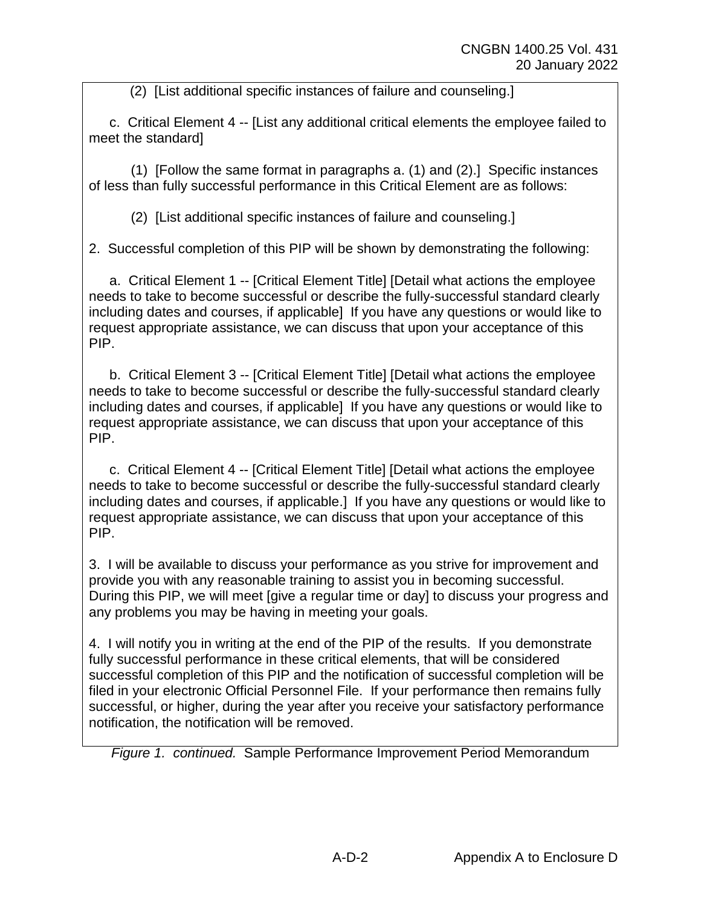(2) [List additional specific instances of failure and counseling.]

c. Critical Element 4 -- [List any additional critical elements the employee failed to meet the standard]

(1) [Follow the same format in paragraphs a. (1) and (2).] Specific instances of less than fully successful performance in this Critical Element are as follows:

(2) [List additional specific instances of failure and counseling.]

2. Successful completion of this PIP will be shown by demonstrating the following:

a. Critical Element 1 -- [Critical Element Title] [Detail what actions the employee needs to take to become successful or describe the fully-successful standard clearly including dates and courses, if applicable] If you have any questions or would like to request appropriate assistance, we can discuss that upon your acceptance of this PIP.

b. Critical Element 3 -- [Critical Element Title] [Detail what actions the employee needs to take to become successful or describe the fully-successful standard clearly including dates and courses, if applicable] If you have any questions or would like to request appropriate assistance, we can discuss that upon your acceptance of this PIP.

c. Critical Element 4 -- [Critical Element Title] [Detail what actions the employee needs to take to become successful or describe the fully-successful standard clearly including dates and courses, if applicable.] If you have any questions or would like to request appropriate assistance, we can discuss that upon your acceptance of this PIP.

3. I will be available to discuss your performance as you strive for improvement and provide you with any reasonable training to assist you in becoming successful. During this PIP, we will meet [give a regular time or day] to discuss your progress and any problems you may be having in meeting your goals.

4. I will notify you in writing at the end of the PIP of the results. If you demonstrate fully successful performance in these critical elements, that will be considered successful completion of this PIP and the notification of successful completion will be filed in your electronic Official Personnel File. If your performance then remains fully successful, or higher, during the year after you receive your satisfactory performance notification, the notification will be removed.

*Figure 1. continued.* Sample Performance Improvement Period Memorandum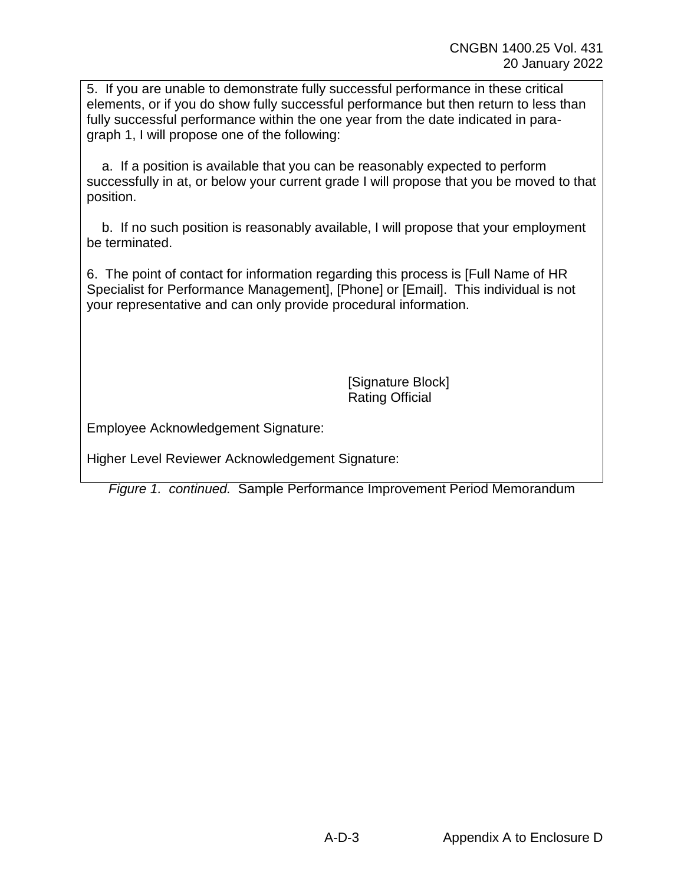5. If you are unable to demonstrate fully successful performance in these critical elements, or if you do show fully successful performance but then return to less than fully successful performance within the one year from the date indicated in paragraph 1, I will propose one of the following:

a. If a position is available that you can be reasonably expected to perform successfully in at, or below your current grade I will propose that you be moved to that position.

b. If no such position is reasonably available, I will propose that your employment be terminated.

6. The point of contact for information regarding this process is [Full Name of HR Specialist for Performance Management], [Phone] or [Email]. This individual is not your representative and can only provide procedural information.

[Signature Block]
Rating Official

Employee Acknowledgement Signature:

Higher Level Reviewer Acknowledgement Signature:

*Figure 1. continued.* Sample Performance Improvement Period Memorandum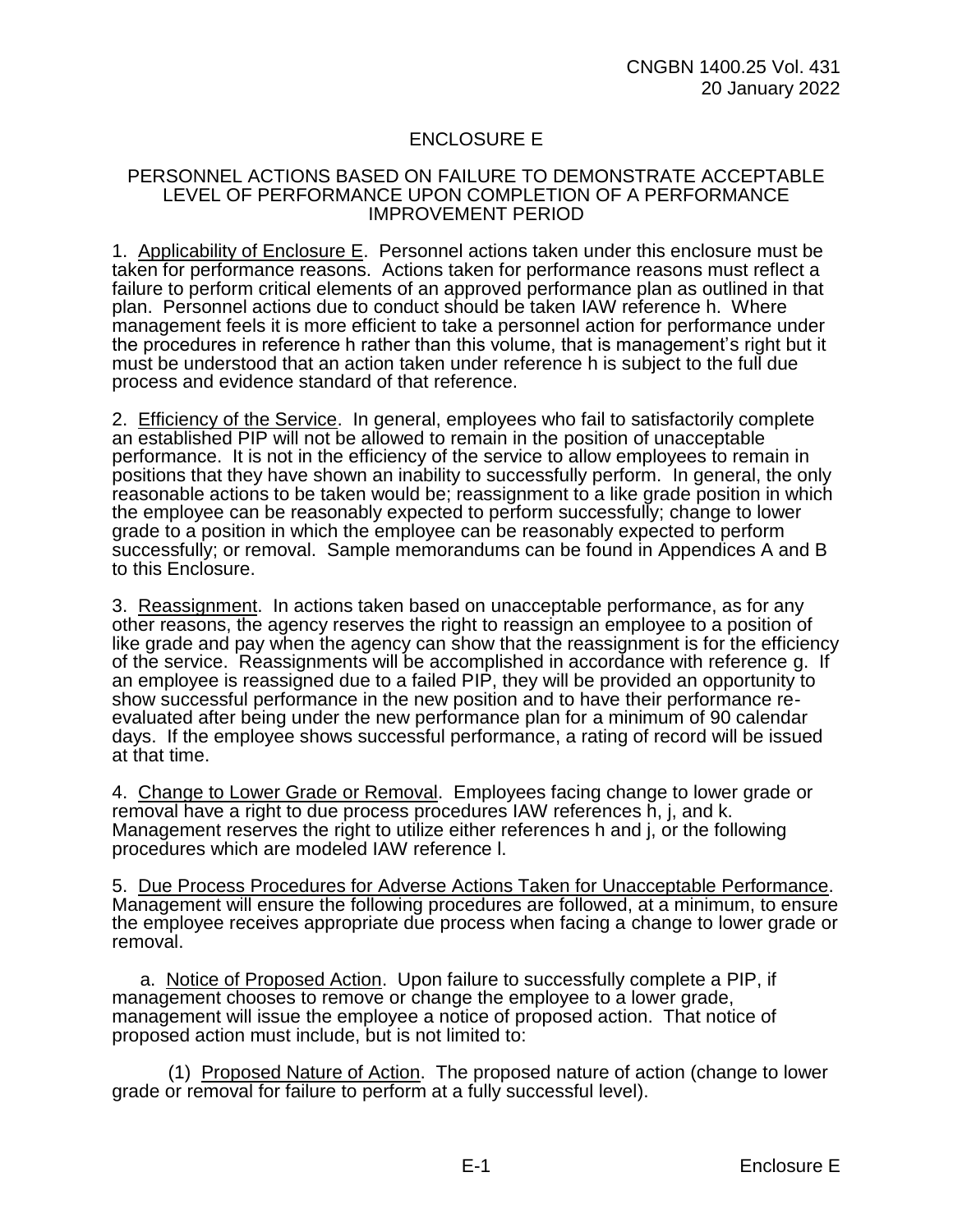# ENCLOSURE E

## PERSONNEL ACTIONS BASED ON FAILURE TO DEMONSTRATE ACCEPTABLE LEVEL OF PERFORMANCE UPON COMPLETION OF A PERFORMANCE IMPROVEMENT PERIOD

1. Applicability of Enclosure E. Personnel actions taken under this enclosure must be taken for performance reasons. Actions taken for performance reasons must reflect a failure to perform critical elements of an approved performance plan as outlined in that plan. Personnel actions due to conduct should be taken IAW reference h. Where management feels it is more efficient to take a personnel action for performance under the procedures in reference h rather than this volume, that is management's right but it must be understood that an action taken under reference h is subject to the full due process and evidence standard of that reference.

2. Efficiency of the Service. In general, employees who fail to satisfactorily complete an established PIP will not be allowed to remain in the position of unacceptable performance. It is not in the efficiency of the service to allow employees to remain in positions that they have shown an inability to successfully perform. In general, the only reasonable actions to be taken would be; reassignment to a like grade position in which the employee can be reasonably expected to perform successfully; change to lower grade to a position in which the employee can be reasonably expected to perform successfully; or removal. Sample memorandums can be found in Appendices A and B to this Enclosure.

3. Reassignment. In actions taken based on unacceptable performance, as for any other reasons, the agency reserves the right to reassign an employee to a position of like grade and pay when the agency can show that the reassignment is for the efficiency of the service. Reassignments will be accomplished in accordance with reference g. If an employee is reassigned due to a failed PIP, they will be provided an opportunity to show successful performance in the new position and to have their performance re-evaluated after being under the new performance plan for a minimum of 90 calendar days. If the employee shows successful performance, a rating of record will be issued at that time.

4. Change to Lower Grade or Removal. Employees facing change to lower grade or removal have a right to due process procedures IAW references h, j, and k. Management reserves the right to utilize either references h and j, or the following procedures which are modeled IAW reference l.

5. Due Process Procedures for Adverse Actions Taken for Unacceptable Performance. Management will ensure the following procedures are followed, at a minimum, to ensure the employee receives appropriate due process when facing a change to lower grade or removal.

a. Notice of Proposed Action. Upon failure to successfully complete a PIP, if management chooses to remove or change the employee to a lower grade, management will issue the employee a notice of proposed action. That notice of proposed action must include, but is not limited to:

(1) Proposed Nature of Action. The proposed nature of action (change to lower grade or removal for failure to perform at a fully successful level).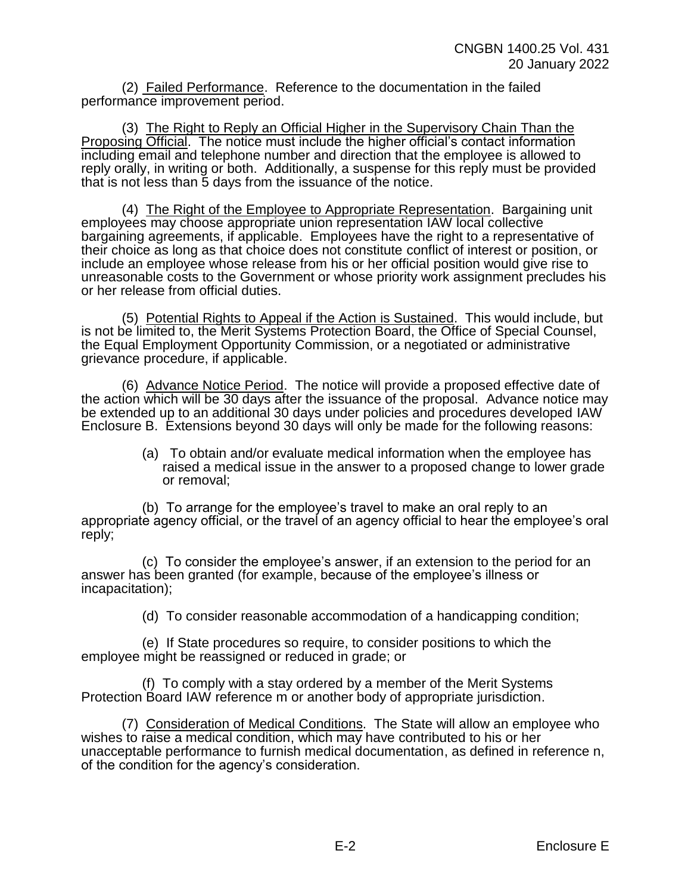(2) Failed Performance. Reference to the documentation in the failed performance improvement period.

(3) The Right to Reply an Official Higher in the Supervisory Chain Than the Proposing Official. The notice must include the higher official's contact information including email and telephone number and direction that the employee is allowed to reply orally, in writing or both. Additionally, a suspense for this reply must be provided that is not less than 5 days from the issuance of the notice.

(4) The Right of the Employee to Appropriate Representation. Bargaining unit employees may choose appropriate union representation IAW local collective bargaining agreements, if applicable. Employees have the right to a representative of their choice as long as that choice does not constitute conflict of interest or position, or include an employee whose release from his or her official position would give rise to unreasonable costs to the Government or whose priority work assignment precludes his or her release from official duties.

(5) Potential Rights to Appeal if the Action is Sustained. This would include, but is not be limited to, the Merit Systems Protection Board, the Office of Special Counsel, the Equal Employment Opportunity Commission, or a negotiated or administrative grievance procedure, if applicable.

(6) Advance Notice Period. The notice will provide a proposed effective date of the action which will be 30 days after the issuance of the proposal. Advance notice may be extended up to an additional 30 days under policies and procedures developed IAW Enclosure B. Extensions beyond 30 days will only be made for the following reasons:

(a) To obtain and/or evaluate medical information when the employee has raised a medical issue in the answer to a proposed change to lower grade or removal;

(b) To arrange for the employee's travel to make an oral reply to an appropriate agency official, or the travel of an agency official to hear the employee's oral reply;

(c) To consider the employee's answer, if an extension to the period for an answer has been granted (for example, because of the employee's illness or incapacitation);

(d) To consider reasonable accommodation of a handicapping condition;

(e) If State procedures so require, to consider positions to which the employee might be reassigned or reduced in grade; or

(f) To comply with a stay ordered by a member of the Merit Systems Protection Board IAW reference m or another body of appropriate jurisdiction.

(7) Consideration of Medical Conditions. The State will allow an employee who wishes to raise a medical condition, which may have contributed to his or her unacceptable performance to furnish medical documentation, as defined in reference n, of the condition for the agency's consideration.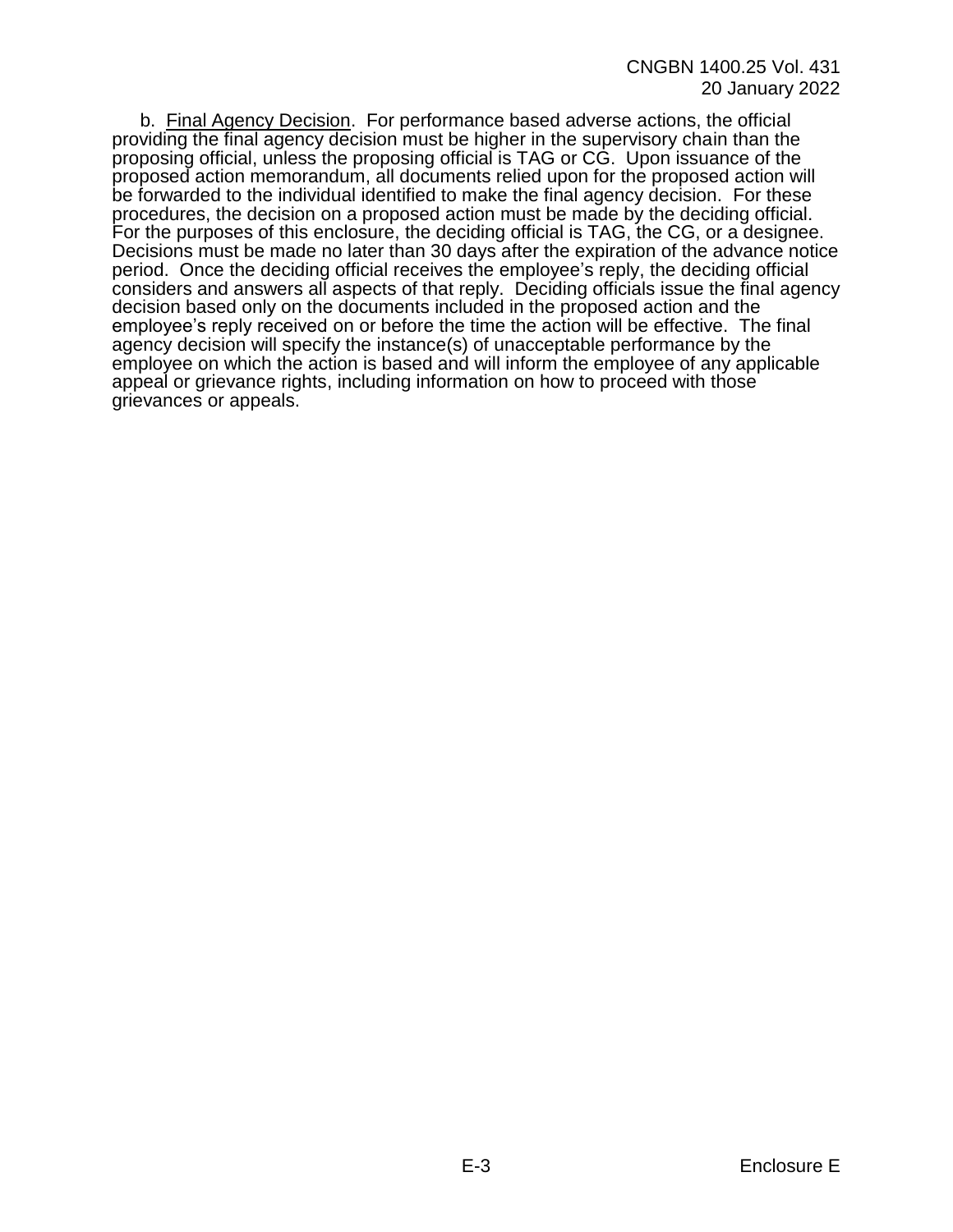b. Final Agency Decision. For performance based adverse actions, the official providing the final agency decision must be higher in the supervisory chain than the proposing official, unless the proposing official is TAG or CG. Upon issuance of the proposed action memorandum, all documents relied upon for the proposed action will be forwarded to the individual identified to make the final agency decision. For these procedures, the decision on a proposed action must be made by the deciding official. For the purposes of this enclosure, the deciding official is TAG, the CG, or a designee. Decisions must be made no later than 30 days after the expiration of the advance notice period. Once the deciding official receives the employee's reply, the deciding official considers and answers all aspects of that reply. Deciding officials issue the final agency decision based only on the documents included in the proposed action and the employee's reply received on or before the time the action will be effective. The final agency decision will specify the instance(s) of unacceptable performance by the employee on which the action is based and will inform the employee of any applicable appeal or grievance rights, including information on how to proceed with those grievances or appeals.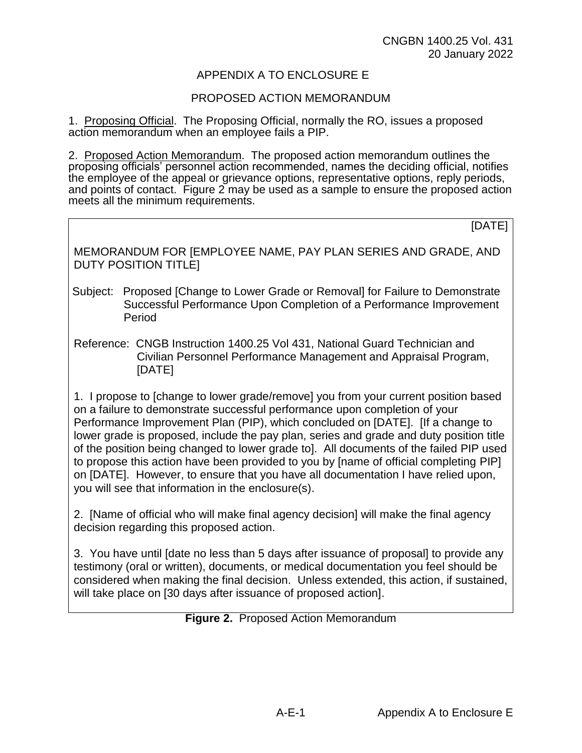## APPENDIX A TO ENCLOSURE E

## PROPOSED ACTION MEMORANDUM

1. Proposing Official. The Proposing Official, normally the RO, issues a proposed action memorandum when an employee fails a PIP.

2. Proposed Action Memorandum. The proposed action memorandum outlines the proposing officials' personnel action recommended, names the deciding official, notifies the employee of the appeal or grievance options, representative options, reply periods, and points of contact. Figure 2 may be used as a sample to ensure the proposed action meets all the minimum requirements.

---

[DATE]

MEMORANDUM FOR [EMPLOYEE NAME, PAY PLAN SERIES AND GRADE, AND DUTY POSITION TITLE]

Subject: Proposed [Change to Lower Grade or Removal] for Failure to Demonstrate Successful Performance Upon Completion of a Performance Improvement Period

Reference: CNGB Instruction 1400.25 Vol 431, National Guard Technician and Civilian Personnel Performance Management and Appraisal Program, [DATE]

1. I propose to [change to lower grade/remove] you from your current position based on a failure to demonstrate successful performance upon completion of your Performance Improvement Plan (PIP), which concluded on [DATE]. [If a change to lower grade is proposed, include the pay plan, series and grade and duty position title of the position being changed to lower grade to]. All documents of the failed PIP used to propose this action have been provided to you by [name of official completing PIP] on [DATE]. However, to ensure that you have all documentation I have relied upon, you will see that information in the enclosure(s).

2. [Name of official who will make final agency decision] will make the final agency decision regarding this proposed action.

3. You have until [date no less than 5 days after issuance of proposal] to provide any testimony (oral or written), documents, or medical documentation you feel should be considered when making the final decision. Unless extended, this action, if sustained, will take place on [30 days after issuance of proposed action].

---

**Figure 2.** Proposed Action Memorandum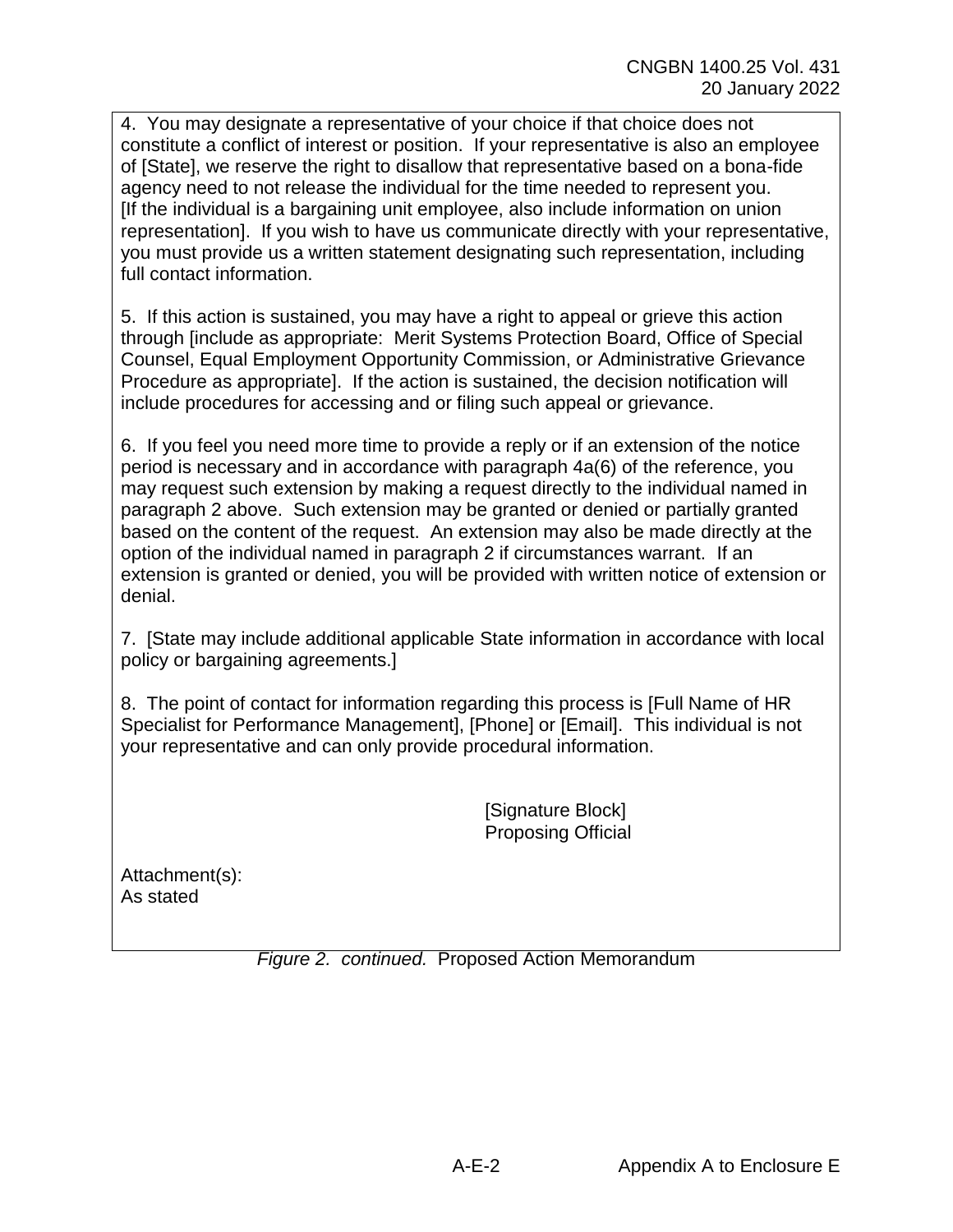4. You may designate a representative of your choice if that choice does not constitute a conflict of interest or position. If your representative is also an employee of [State], we reserve the right to disallow that representative based on a bona-fide agency need to not release the individual for the time needed to represent you. [If the individual is a bargaining unit employee, also include information on union representation]. If you wish to have us communicate directly with your representative, you must provide us a written statement designating such representation, including full contact information.

5. If this action is sustained, you may have a right to appeal or grieve this action through [include as appropriate: Merit Systems Protection Board, Office of Special Counsel, Equal Employment Opportunity Commission, or Administrative Grievance Procedure as appropriate]. If the action is sustained, the decision notification will include procedures for accessing and or filing such appeal or grievance.

6. If you feel you need more time to provide a reply or if an extension of the notice period is necessary and in accordance with paragraph 4a(6) of the reference, you may request such extension by making a request directly to the individual named in paragraph 2 above. Such extension may be granted or denied or partially granted based on the content of the request. An extension may also be made directly at the option of the individual named in paragraph 2 if circumstances warrant. If an extension is granted or denied, you will be provided with written notice of extension or denial.

7. [State may include additional applicable State information in accordance with local policy or bargaining agreements.]

8. The point of contact for information regarding this process is [Full Name of HR Specialist for Performance Management], [Phone] or [Email]. This individual is not your representative and can only provide procedural information.

[Signature Block]
Proposing Official

Attachment(s):
As stated

*Figure 2. continued.* Proposed Action Memorandum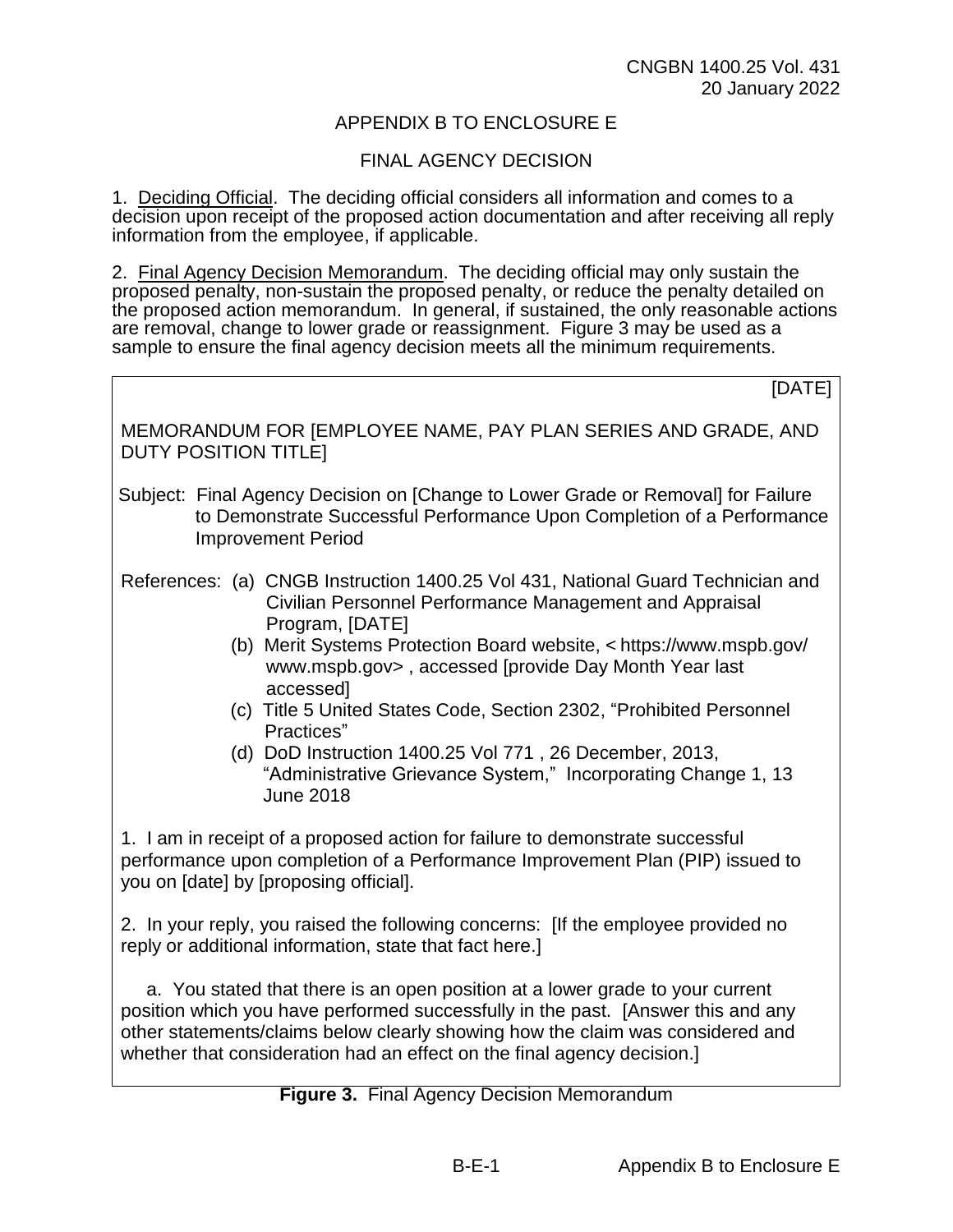## APPENDIX B TO ENCLOSURE E

## FINAL AGENCY DECISION

1. Deciding Official. The deciding official considers all information and comes to a decision upon receipt of the proposed action documentation and after receiving all reply information from the employee, if applicable.

2. Final Agency Decision Memorandum. The deciding official may only sustain the proposed penalty, non-sustain the proposed penalty, or reduce the penalty detailed on the proposed action memorandum. In general, if sustained, the only reasonable actions are removal, change to lower grade or reassignment. Figure 3 may be used as a sample to ensure the final agency decision meets all the minimum requirements.

> [DATE]
>
> MEMORANDUM FOR [EMPLOYEE NAME, PAY PLAN SERIES AND GRADE, AND DUTY POSITION TITLE]
>
> Subject: Final Agency Decision on [Change to Lower Grade or Removal] for Failure to Demonstrate Successful Performance Upon Completion of a Performance Improvement Period
>
> References: (a) CNGB Instruction 1400.25 Vol 431, National Guard Technician and Civilian Personnel Performance Management and Appraisal Program, [DATE]
> (b) Merit Systems Protection Board website, < https://www.mspb.gov/ www.mspb.gov> , accessed [provide Day Month Year last accessed]
> (c) Title 5 United States Code, Section 2302, "Prohibited Personnel Practices"
> (d) DoD Instruction 1400.25 Vol 771 , 26 December, 2013, "Administrative Grievance System," Incorporating Change 1, 13 June 2018
>
> 1. I am in receipt of a proposed action for failure to demonstrate successful performance upon completion of a Performance Improvement Plan (PIP) issued to you on [date] by [proposing official].
>
> 2. In your reply, you raised the following concerns: [If the employee provided no reply or additional information, state that fact here.]
>
> a. You stated that there is an open position at a lower grade to your current position which you have performed successfully in the past. [Answer this and any other statements/claims below clearly showing how the claim was considered and whether that consideration had an effect on the final agency decision.]

**Figure 3.** Final Agency Decision Memorandum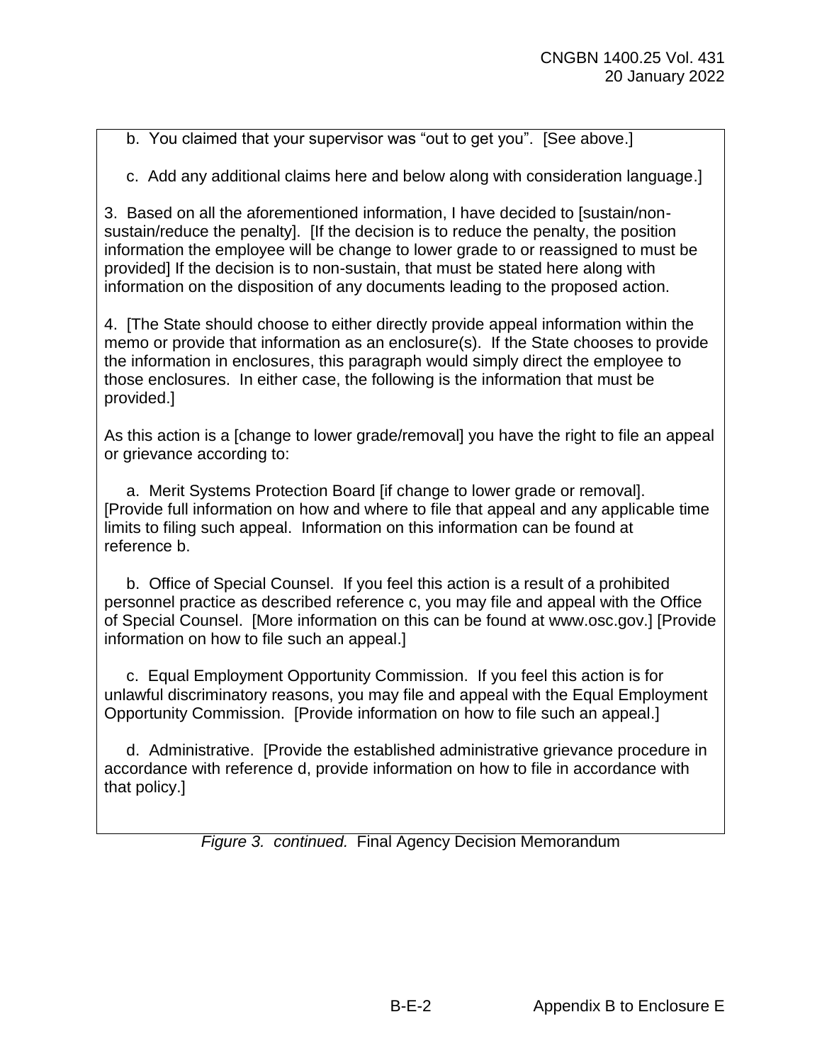b. You claimed that your supervisor was “out to get you”. [See above.]

c. Add any additional claims here and below along with consideration language.]

3. Based on all the aforementioned information, I have decided to [sustain/non-sustain/reduce the penalty]. [If the decision is to reduce the penalty, the position information the employee will be change to lower grade to or reassigned to must be provided] If the decision is to non-sustain, that must be stated here along with information on the disposition of any documents leading to the proposed action.

4. [The State should choose to either directly provide appeal information within the memo or provide that information as an enclosure(s). If the State chooses to provide the information in enclosures, this paragraph would simply direct the employee to those enclosures. In either case, the following is the information that must be provided.]

As this action is a [change to lower grade/removal] you have the right to file an appeal or grievance according to:

a. Merit Systems Protection Board [if change to lower grade or removal]. [Provide full information on how and where to file that appeal and any applicable time limits to filing such appeal. Information on this information can be found at reference b.

b. Office of Special Counsel. If you feel this action is a result of a prohibited personnel practice as described reference c, you may file and appeal with the Office of Special Counsel. [More information on this can be found at www.osc.gov.] [Provide information on how to file such an appeal.]

c. Equal Employment Opportunity Commission. If you feel this action is for unlawful discriminatory reasons, you may file and appeal with the Equal Employment Opportunity Commission. [Provide information on how to file such an appeal.]

d. Administrative. [Provide the established administrative grievance procedure in accordance with reference d, provide information on how to file in accordance with that policy.]

*Figure 3. continued.* Final Agency Decision Memorandum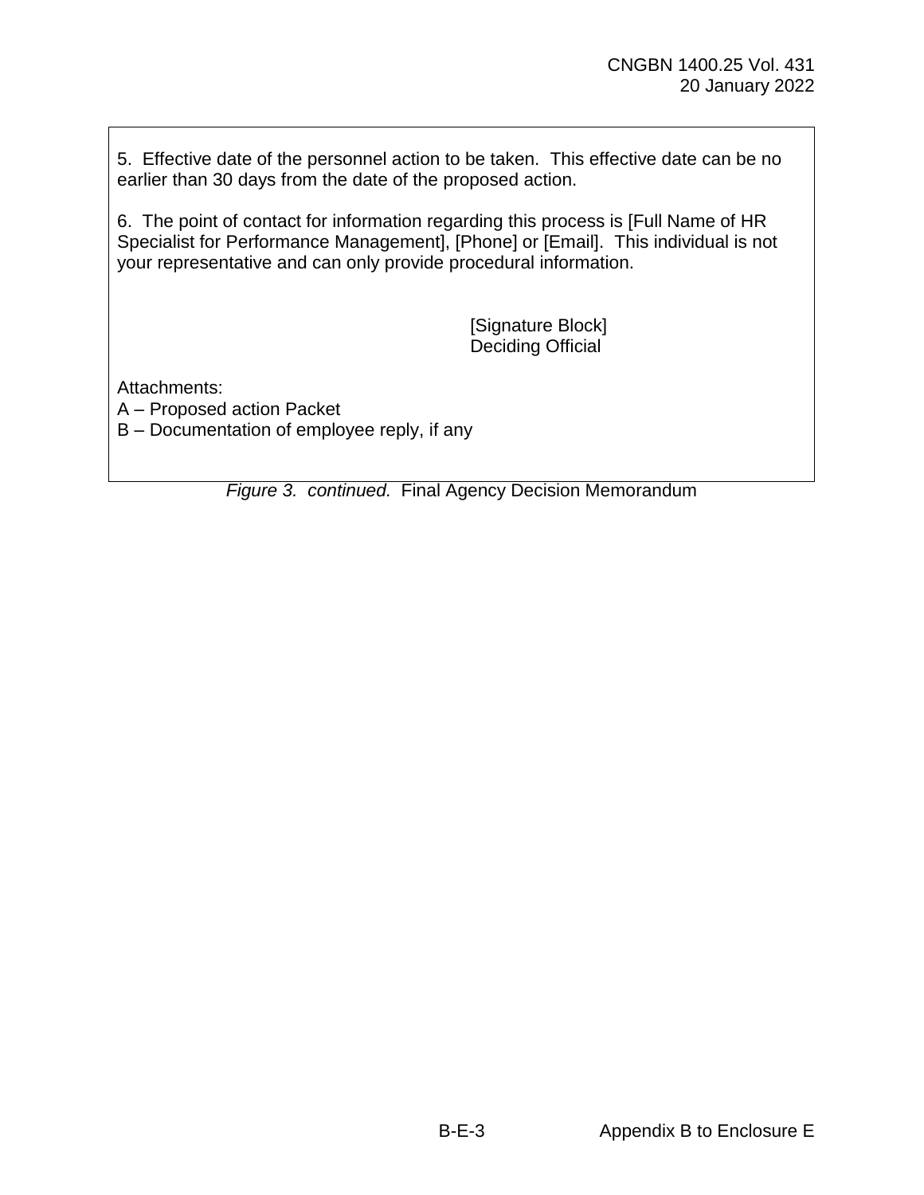5. Effective date of the personnel action to be taken. This effective date can be no earlier than 30 days from the date of the proposed action.

6. The point of contact for information regarding this process is [Full Name of HR Specialist for Performance Management], [Phone] or [Email]. This individual is not your representative and can only provide procedural information.

[Signature Block]
Deciding Official

Attachments:
A – Proposed action Packet
B – Documentation of employee reply, if any

*Figure 3. continued.* Final Agency Decision Memorandum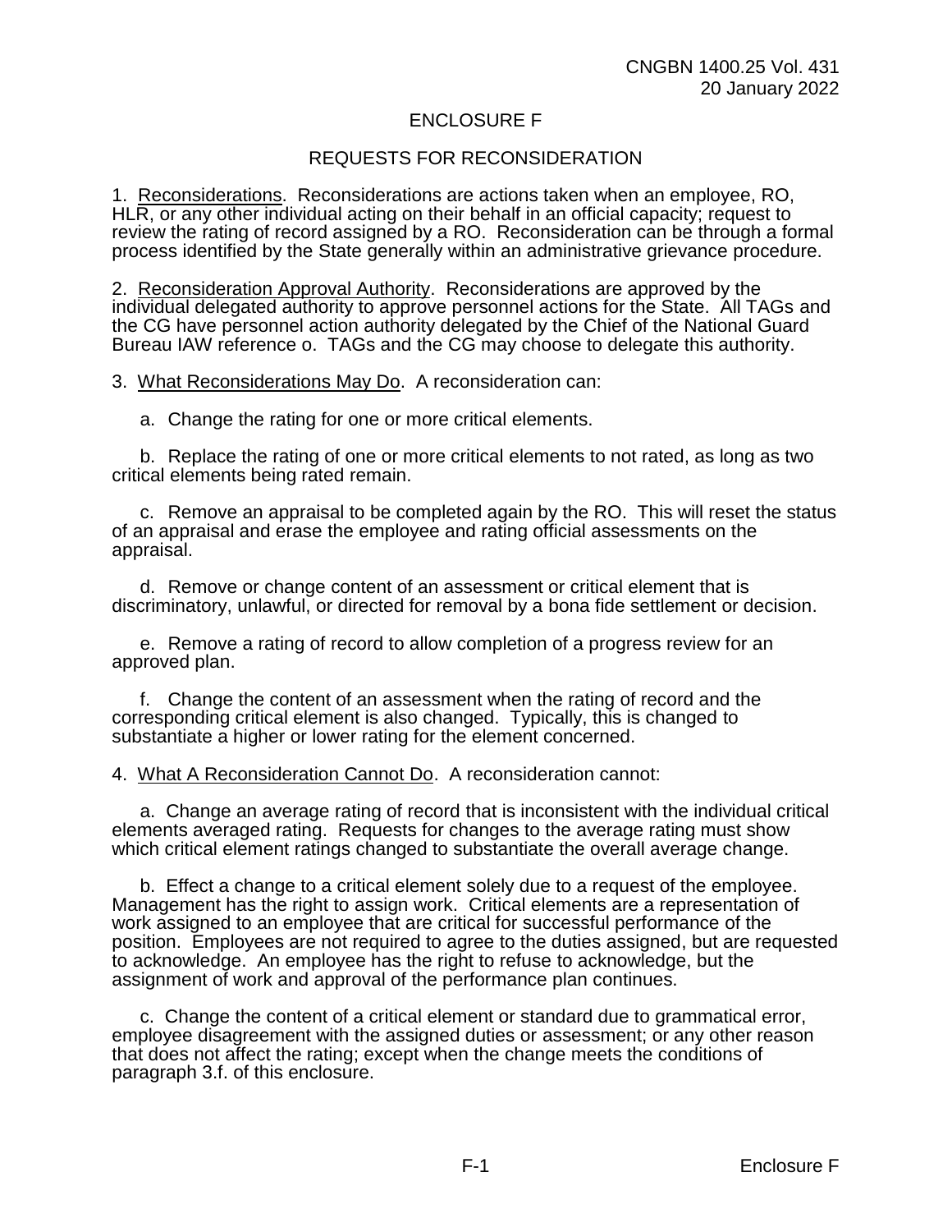# ENCLOSURE F

## REQUESTS FOR RECONSIDERATION

1. Reconsiderations. Reconsiderations are actions taken when an employee, RO, HLR, or any other individual acting on their behalf in an official capacity; request to review the rating of record assigned by a RO. Reconsideration can be through a formal process identified by the State generally within an administrative grievance procedure.

2. Reconsideration Approval Authority. Reconsiderations are approved by the individual delegated authority to approve personnel actions for the State. All TAGs and the CG have personnel action authority delegated by the Chief of the National Guard Bureau IAW reference o. TAGs and the CG may choose to delegate this authority.

3. What Reconsiderations May Do. A reconsideration can:

   a. Change the rating for one or more critical elements.

   b. Replace the rating of one or more critical elements to not rated, as long as two critical elements being rated remain.

   c. Remove an appraisal to be completed again by the RO. This will reset the status of an appraisal and erase the employee and rating official assessments on the appraisal.

   d. Remove or change content of an assessment or critical element that is discriminatory, unlawful, or directed for removal by a bona fide settlement or decision.

   e. Remove a rating of record to allow completion of a progress review for an approved plan.

   f. Change the content of an assessment when the rating of record and the corresponding critical element is also changed. Typically, this is changed to substantiate a higher or lower rating for the element concerned.

4. What A Reconsideration Cannot Do. A reconsideration cannot:

   a. Change an average rating of record that is inconsistent with the individual critical elements averaged rating. Requests for changes to the average rating must show which critical element ratings changed to substantiate the overall average change.

   b. Effect a change to a critical element solely due to a request of the employee. Management has the right to assign work. Critical elements are a representation of work assigned to an employee that are critical for successful performance of the position. Employees are not required to agree to the duties assigned, but are requested to acknowledge. An employee has the right to refuse to acknowledge, but the assignment of work and approval of the performance plan continues.

   c. Change the content of a critical element or standard due to grammatical error, employee disagreement with the assigned duties or assessment; or any other reason that does not affect the rating; except when the change meets the conditions of paragraph 3.f. of this enclosure.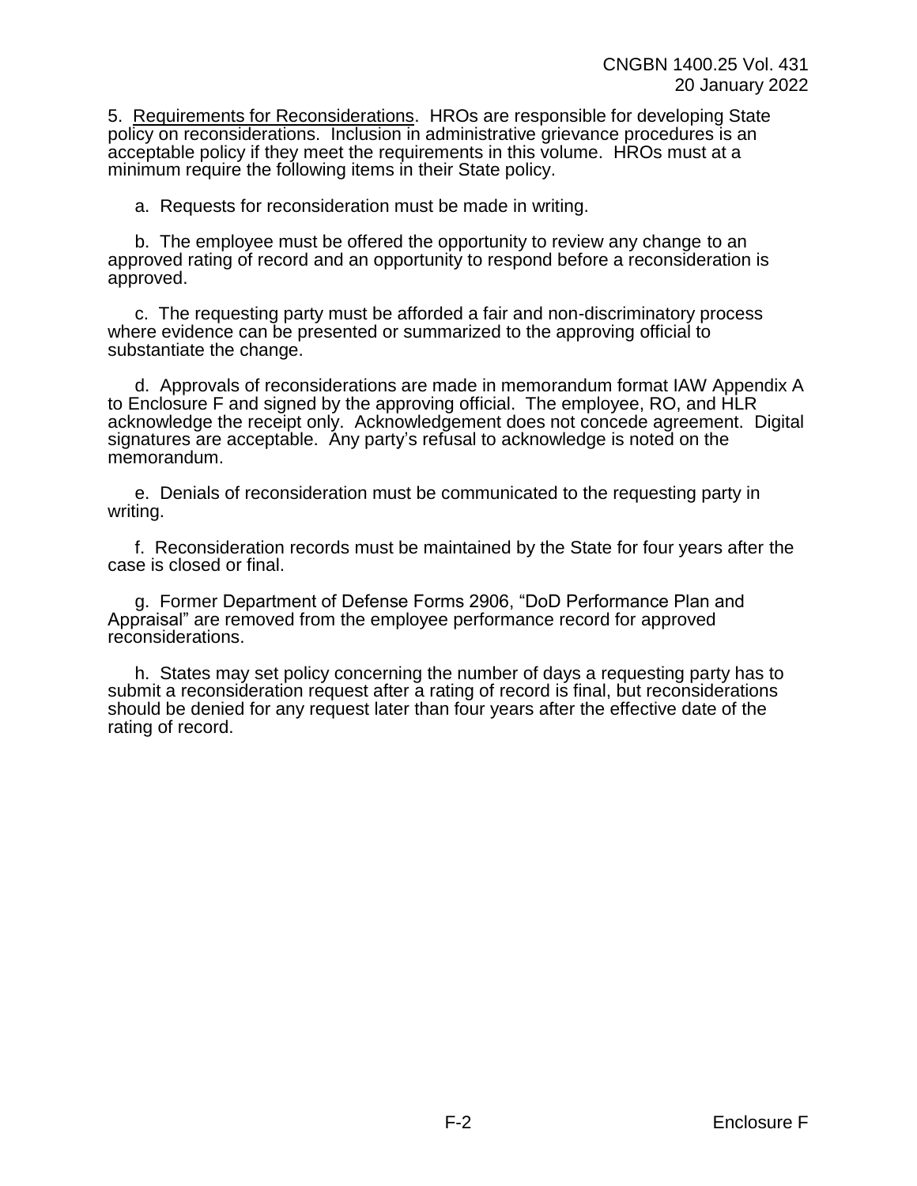5. Requirements for Reconsiderations. HROs are responsible for developing State policy on reconsiderations. Inclusion in administrative grievance procedures is an acceptable policy if they meet the requirements in this volume. HROs must at a minimum require the following items in their State policy.

a. Requests for reconsideration must be made in writing.

b. The employee must be offered the opportunity to review any change to an approved rating of record and an opportunity to respond before a reconsideration is approved.

c. The requesting party must be afforded a fair and non-discriminatory process where evidence can be presented or summarized to the approving official to substantiate the change.

d. Approvals of reconsiderations are made in memorandum format IAW Appendix A to Enclosure F and signed by the approving official. The employee, RO, and HLR acknowledge the receipt only. Acknowledgement does not concede agreement. Digital signatures are acceptable. Any party's refusal to acknowledge is noted on the memorandum.

e. Denials of reconsideration must be communicated to the requesting party in writing.

f. Reconsideration records must be maintained by the State for four years after the case is closed or final.

g. Former Department of Defense Forms 2906, "DoD Performance Plan and Appraisal" are removed from the employee performance record for approved reconsiderations.

h. States may set policy concerning the number of days a requesting party has to submit a reconsideration request after a rating of record is final, but reconsiderations should be denied for any request later than four years after the effective date of the rating of record.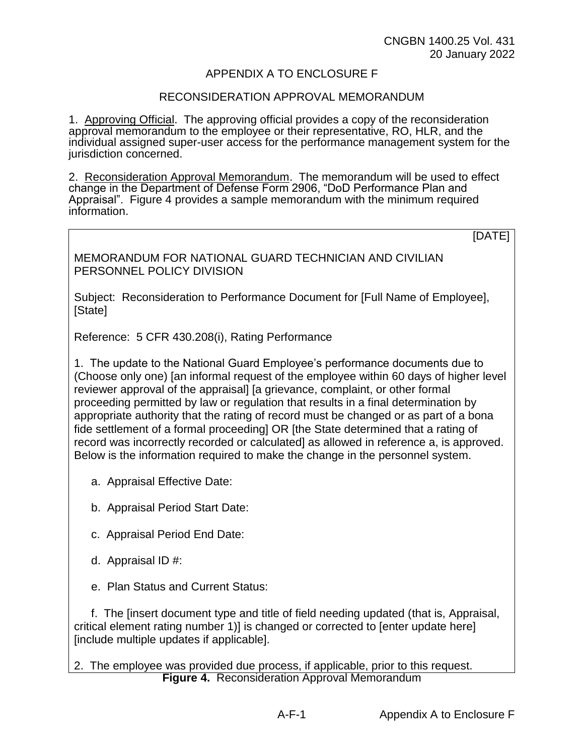## APPENDIX A TO ENCLOSURE F

## RECONSIDERATION APPROVAL MEMORANDUM

1. Approving Official. The approving official provides a copy of the reconsideration approval memorandum to the employee or their representative, RO, HLR, and the individual assigned super-user access for the performance management system for the jurisdiction concerned.

2. Reconsideration Approval Memorandum. The memorandum will be used to effect change in the Department of Defense Form 2906, "DoD Performance Plan and Appraisal". Figure 4 provides a sample memorandum with the minimum required information.

---

[DATE]

MEMORANDUM FOR NATIONAL GUARD TECHNICIAN AND CIVILIAN PERSONNEL POLICY DIVISION

Subject: Reconsideration to Performance Document for [Full Name of Employee], [State]

Reference: 5 CFR 430.208(i), Rating Performance

1. The update to the National Guard Employee's performance documents due to (Choose only one) [an informal request of the employee within 60 days of higher level reviewer approval of the appraisal] [a grievance, complaint, or other formal proceeding permitted by law or regulation that results in a final determination by appropriate authority that the rating of record must be changed or as part of a bona fide settlement of a formal proceeding] OR [the State determined that a rating of record was incorrectly recorded or calculated] as allowed in reference a, is approved. Below is the information required to make the change in the personnel system.

   a. Appraisal Effective Date:

   b. Appraisal Period Start Date:

   c. Appraisal Period End Date:

   d. Appraisal ID #:

   e. Plan Status and Current Status:

   f. The [insert document type and title of field needing updated (that is, Appraisal, critical element rating number 1)] is changed or corrected to [enter update here] [include multiple updates if applicable].

2. The employee was provided due process, if applicable, prior to this request.

---

**Figure 4.** Reconsideration Approval Memorandum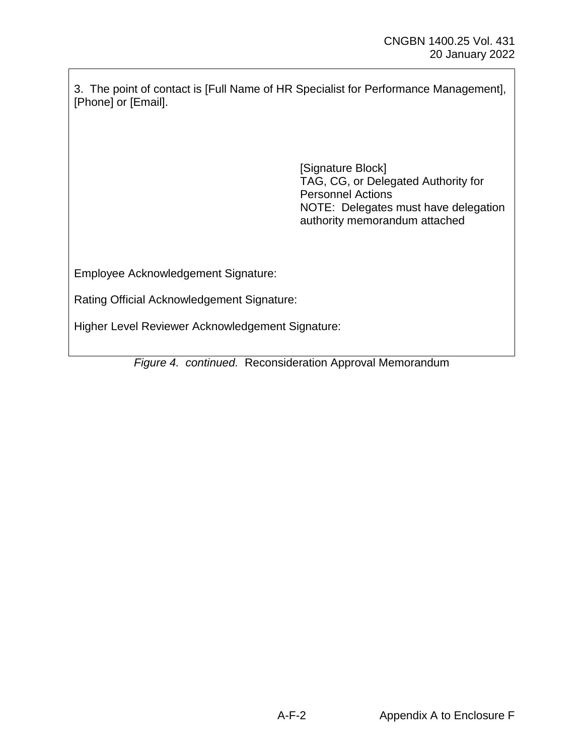3. The point of contact is [Full Name of HR Specialist for Performance Management], [Phone] or [Email].

[Signature Block]
TAG, CG, or Delegated Authority for Personnel Actions
NOTE: Delegates must have delegation authority memorandum attached

Employee Acknowledgement Signature:

Rating Official Acknowledgement Signature:

Higher Level Reviewer Acknowledgement Signature:

*Figure 4. continued.* Reconsideration Approval Memorandum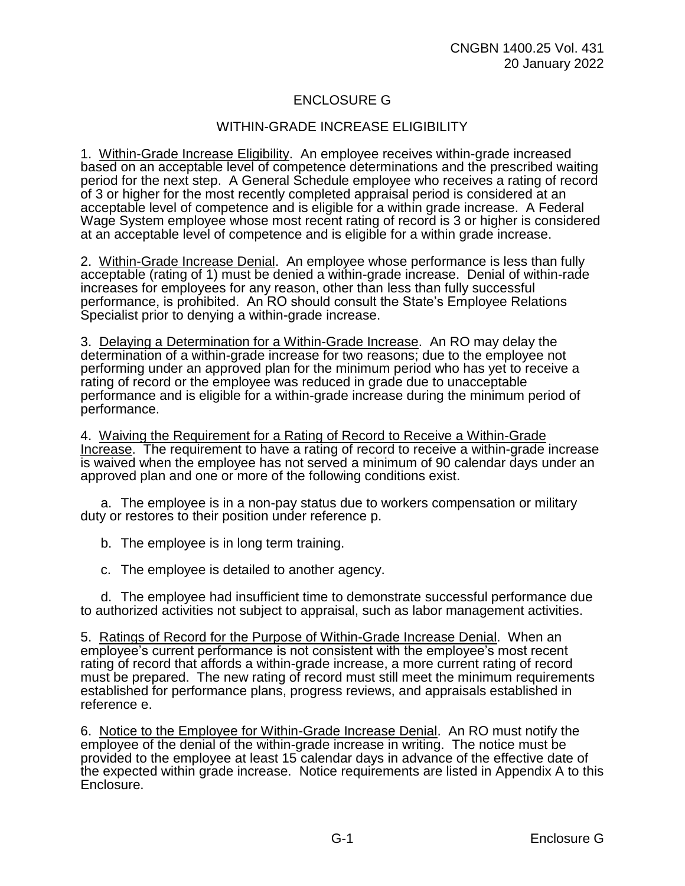# ENCLOSURE G

## WITHIN-GRADE INCREASE ELIGIBILITY

1. Within-Grade Increase Eligibility. An employee receives within-grade increased based on an acceptable level of competence determinations and the prescribed waiting period for the next step. A General Schedule employee who receives a rating of record of 3 or higher for the most recently completed appraisal period is considered at an acceptable level of competence and is eligible for a within grade increase. A Federal Wage System employee whose most recent rating of record is 3 or higher is considered at an acceptable level of competence and is eligible for a within grade increase.

2. Within-Grade Increase Denial. An employee whose performance is less than fully acceptable (rating of 1) must be denied a within-grade increase. Denial of within-rade increases for employees for any reason, other than less than fully successful performance, is prohibited. An RO should consult the State's Employee Relations Specialist prior to denying a within-grade increase.

3. Delaying a Determination for a Within-Grade Increase. An RO may delay the determination of a within-grade increase for two reasons; due to the employee not performing under an approved plan for the minimum period who has yet to receive a rating of record or the employee was reduced in grade due to unacceptable performance and is eligible for a within-grade increase during the minimum period of performance.

4. Waiving the Requirement for a Rating of Record to Receive a Within-Grade Increase. The requirement to have a rating of record to receive a within-grade increase is waived when the employee has not served a minimum of 90 calendar days under an approved plan and one or more of the following conditions exist.

a. The employee is in a non-pay status due to workers compensation or military duty or restores to their position under reference p.

b. The employee is in long term training.

c. The employee is detailed to another agency.

d. The employee had insufficient time to demonstrate successful performance due to authorized activities not subject to appraisal, such as labor management activities.

5. Ratings of Record for the Purpose of Within-Grade Increase Denial. When an employee's current performance is not consistent with the employee's most recent rating of record that affords a within-grade increase, a more current rating of record must be prepared. The new rating of record must still meet the minimum requirements established for performance plans, progress reviews, and appraisals established in reference e.

6. Notice to the Employee for Within-Grade Increase Denial. An RO must notify the employee of the denial of the within-grade increase in writing. The notice must be provided to the employee at least 15 calendar days in advance of the effective date of the expected within grade increase. Notice requirements are listed in Appendix A to this Enclosure.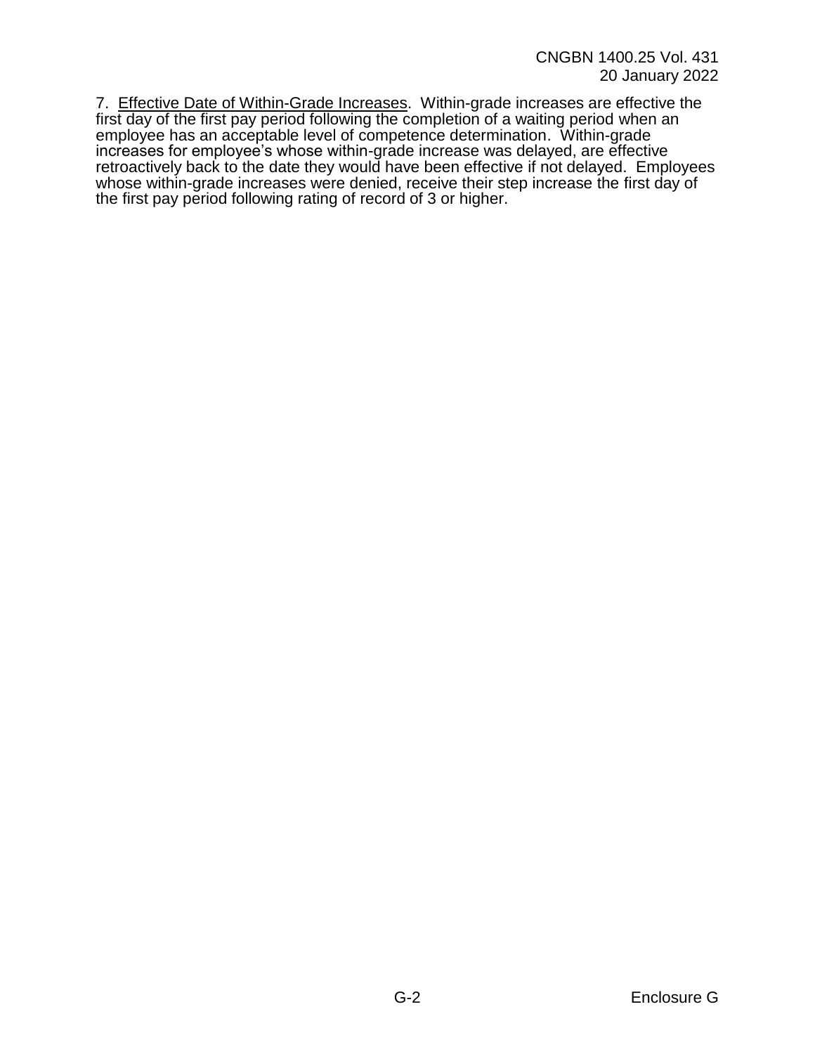7. Effective Date of Within-Grade Increases. Within-grade increases are effective the first day of the first pay period following the completion of a waiting period when an employee has an acceptable level of competence determination. Within-grade increases for employee's whose within-grade increase was delayed, are effective retroactively back to the date they would have been effective if not delayed. Employees whose within-grade increases were denied, receive their step increase the first day of the first pay period following rating of record of 3 or higher.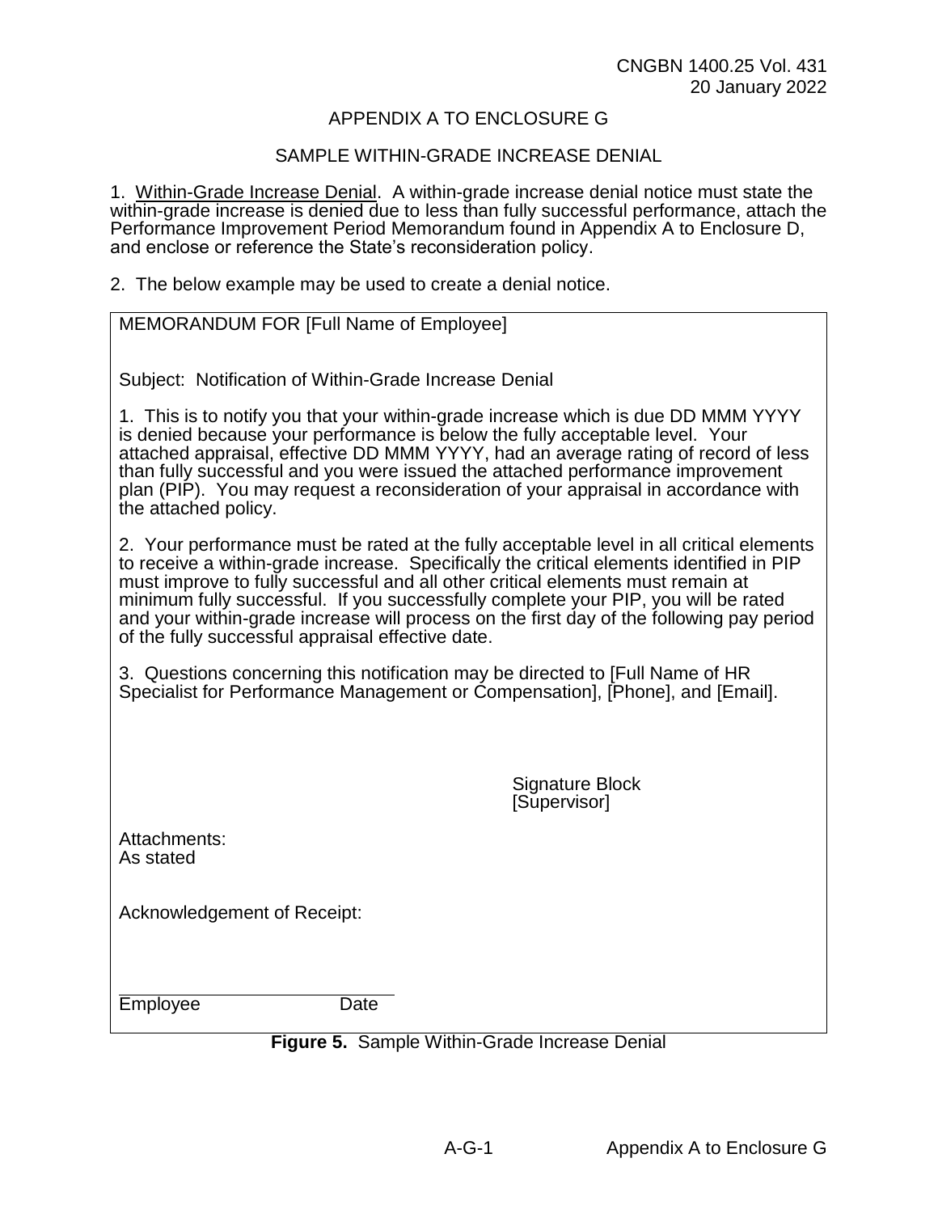## APPENDIX A TO ENCLOSURE G

## SAMPLE WITHIN-GRADE INCREASE DENIAL

1. Within-Grade Increase Denial. A within-grade increase denial notice must state the within-grade increase is denied due to less than fully successful performance, attach the Performance Improvement Period Memorandum found in Appendix A to Enclosure D, and enclose or reference the State's reconsideration policy.

2. The below example may be used to create a denial notice.

---

MEMORANDUM FOR [Full Name of Employee]

Subject: Notification of Within-Grade Increase Denial

1. This is to notify you that your within-grade increase which is due DD MMM YYYY is denied because your performance is below the fully acceptable level. Your attached appraisal, effective DD MMM YYYY, had an average rating of record of less than fully successful and you were issued the attached performance improvement plan (PIP). You may request a reconsideration of your appraisal in accordance with the attached policy.

2. Your performance must be rated at the fully acceptable level in all critical elements to receive a within-grade increase. Specifically the critical elements identified in PIP must improve to fully successful and all other critical elements must remain at minimum fully successful. If you successfully complete your PIP, you will be rated and your within-grade increase will process on the first day of the following pay period of the fully successful appraisal effective date.

3. Questions concerning this notification may be directed to [Full Name of HR Specialist for Performance Management or Compensation], [Phone], and [Email].

Signature Block
[Supervisor]

Attachments:
As stated

Acknowledgement of Receipt:

_________________________________
Employee Date

---

**Figure 5.** Sample Within-Grade Increase Denial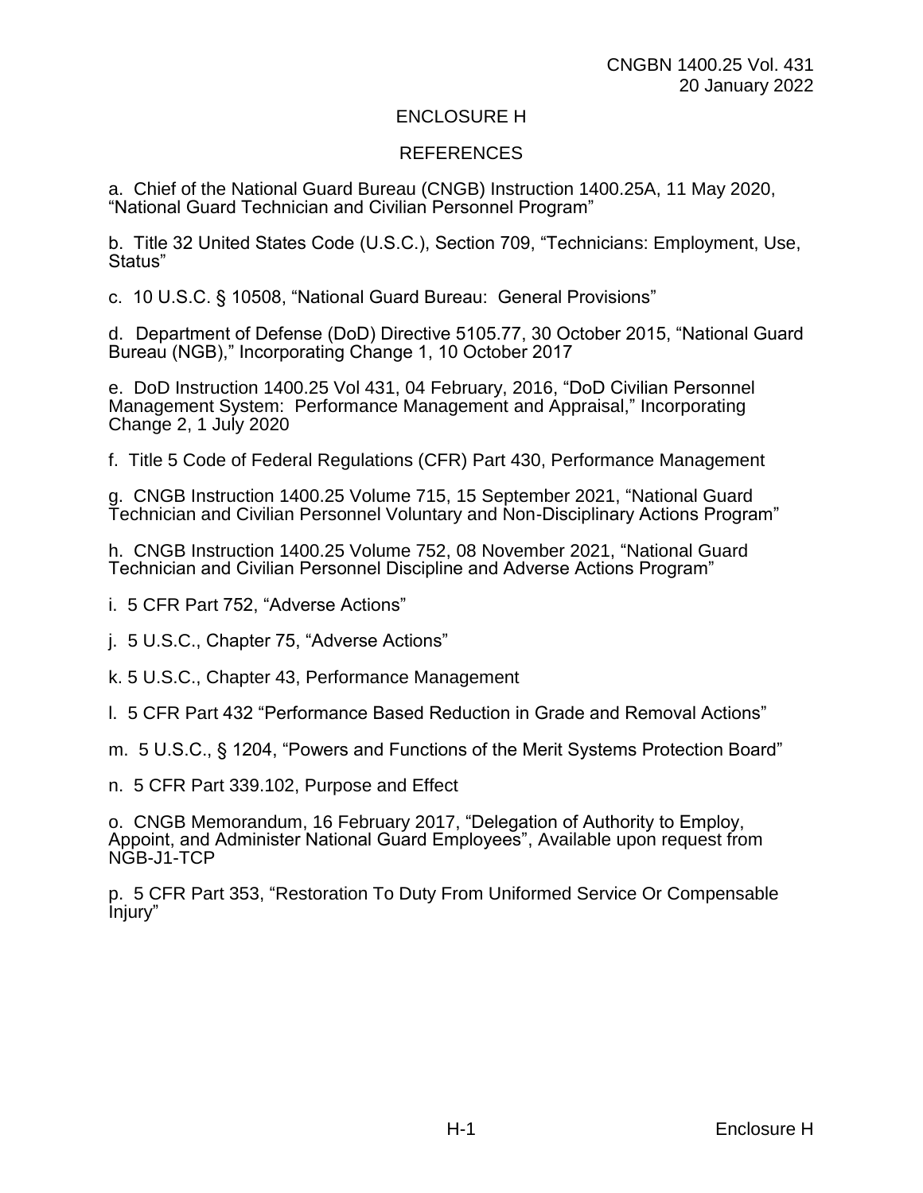# ENCLOSURE H

## REFERENCES

a. Chief of the National Guard Bureau (CNGB) Instruction 1400.25A, 11 May 2020, "National Guard Technician and Civilian Personnel Program"

b. Title 32 United States Code (U.S.C.), Section 709, "Technicians: Employment, Use, Status"

c. 10 U.S.C. § 10508, "National Guard Bureau: General Provisions"

d. Department of Defense (DoD) Directive 5105.77, 30 October 2015, "National Guard Bureau (NGB)," Incorporating Change 1, 10 October 2017

e. DoD Instruction 1400.25 Vol 431, 04 February, 2016, "DoD Civilian Personnel Management System: Performance Management and Appraisal," Incorporating Change 2, 1 July 2020

f. Title 5 Code of Federal Regulations (CFR) Part 430, Performance Management

g. CNGB Instruction 1400.25 Volume 715, 15 September 2021, "National Guard Technician and Civilian Personnel Voluntary and Non-Disciplinary Actions Program"

h. CNGB Instruction 1400.25 Volume 752, 08 November 2021, "National Guard Technician and Civilian Personnel Discipline and Adverse Actions Program"

i. 5 CFR Part 752, "Adverse Actions"

j. 5 U.S.C., Chapter 75, "Adverse Actions"

k. 5 U.S.C., Chapter 43, Performance Management

l. 5 CFR Part 432 "Performance Based Reduction in Grade and Removal Actions"

m. 5 U.S.C., § 1204, "Powers and Functions of the Merit Systems Protection Board"

n. 5 CFR Part 339.102, Purpose and Effect

o. CNGB Memorandum, 16 February 2017, "Delegation of Authority to Employ, Appoint, and Administer National Guard Employees", Available upon request from NGB-J1-TCP

p. 5 CFR Part 353, "Restoration To Duty From Uniformed Service Or Compensable Injury"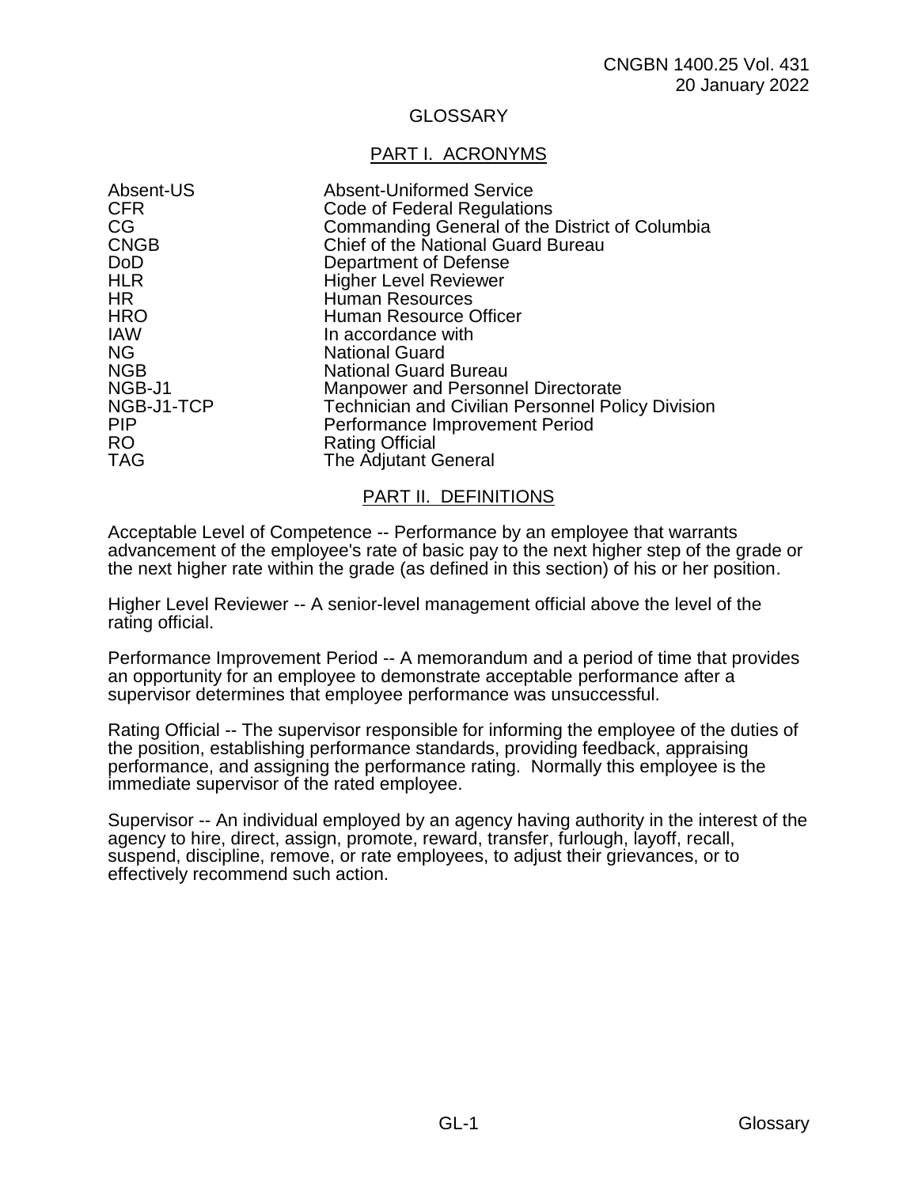# GLOSSARY

## PART I. ACRONYMS

| | |
|---|---|
| Absent-US | Absent-Uniformed Service |
| CFR | Code of Federal Regulations |
| CG | Commanding General of the District of Columbia |
| CNGB | Chief of the National Guard Bureau |
| DoD | Department of Defense |
| HLR | Higher Level Reviewer |
| HR | Human Resources |
| HRO | Human Resource Officer |
| IAW | In accordance with |
| NG | National Guard |
| NGB | National Guard Bureau |
| NGB-J1 | Manpower and Personnel Directorate |
| NGB-J1-TCP | Technician and Civilian Personnel Policy Division |
| PIP | Performance Improvement Period |
| RO | Rating Official |
| TAG | The Adjutant General |

## PART II. DEFINITIONS

Acceptable Level of Competence -- Performance by an employee that warrants advancement of the employee's rate of basic pay to the next higher step of the grade or the next higher rate within the grade (as defined in this section) of his or her position.

Higher Level Reviewer -- A senior-level management official above the level of the rating official.

Performance Improvement Period -- A memorandum and a period of time that provides an opportunity for an employee to demonstrate acceptable performance after a supervisor determines that employee performance was unsuccessful.

Rating Official -- The supervisor responsible for informing the employee of the duties of the position, establishing performance standards, providing feedback, appraising performance, and assigning the performance rating. Normally this employee is the immediate supervisor of the rated employee.

Supervisor -- An individual employed by an agency having authority in the interest of the agency to hire, direct, assign, promote, reward, transfer, furlough, layoff, recall, suspend, discipline, remove, or rate employees, to adjust their grievances, or to effectively recommend such action.